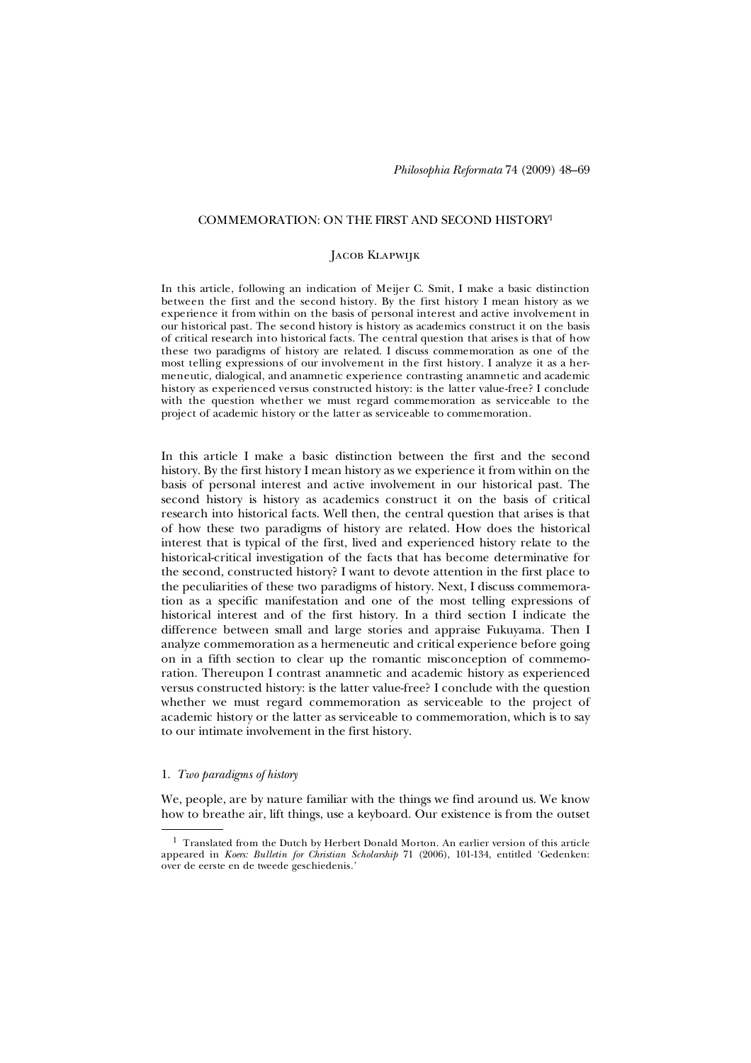# COMMEMORATION: ON THE FIRST AND SECOND HISTORY[1]

Jacob Klapwijk

In this article, following an indication of Meijer C. Smit, I make a basic distinction between the first and the second history. By the first history I mean history as we experience it from within on the basis of personal interest and active involvement in our historical past. The second history is history as academics construct it on the basis of critical research into historical facts. The central question that arises is that of how these two paradigms of history are related. I discuss commemoration as one of the most telling expressions of our involvement in the first history. I analyze it as a hermeneutic, dialogical, and anamnetic experience contrasting anamnetic and academic history as experienced versus constructed history: is the latter value-free? I conclude with the question whether we must regard commemoration as serviceable to the project of academic history or the latter as serviceable to commemoration.

In this article I make a basic distinction between the first and the second history. By the first history I mean history as we experience it from within on the basis of personal interest and active involvement in our historical past. The second history is history as academics construct it on the basis of critical research into historical facts. Well then, the central question that arises is that of how these two paradigms of history are related. How does the historical interest that is typical of the first, lived and experienced history relate to the historical-critical investigation of the facts that has become determinative for the second, constructed history? I want to devote attention in the first place to the peculiarities of these two paradigms of history. Next, I discuss commemoration as a specific manifestation and one of the most telling expressions of historical interest and of the first history. In a third section I indicate the difference between small and large stories and appraise Fukuyama. Then I analyze commemoration as a hermeneutic and critical experience before going on in a fifth section to clear up the romantic misconception of commemoration. Thereupon I contrast anamnetic and academic history as experienced versus constructed history: is the latter value-free? I conclude with the question whether we must regard commemoration as serviceable to the project of academic history or the latter as serviceable to commemoration, which is to say to our intimate involvement in the first history.

## 1. *Two paradigms of history*

We, people, are by nature familiar with the things we find around us. We know how to breathe air, lift things, use a keyboard. Our existence is from the outset

[1] Translated from the Dutch by Herbert Donald Morton. An earlier version of this article appeared in *Koers: Bulletin for Christian Scholarship* 71 (2006), 101-134, entitled 'Gedenken: over de eerste en de tweede geschiedenis.'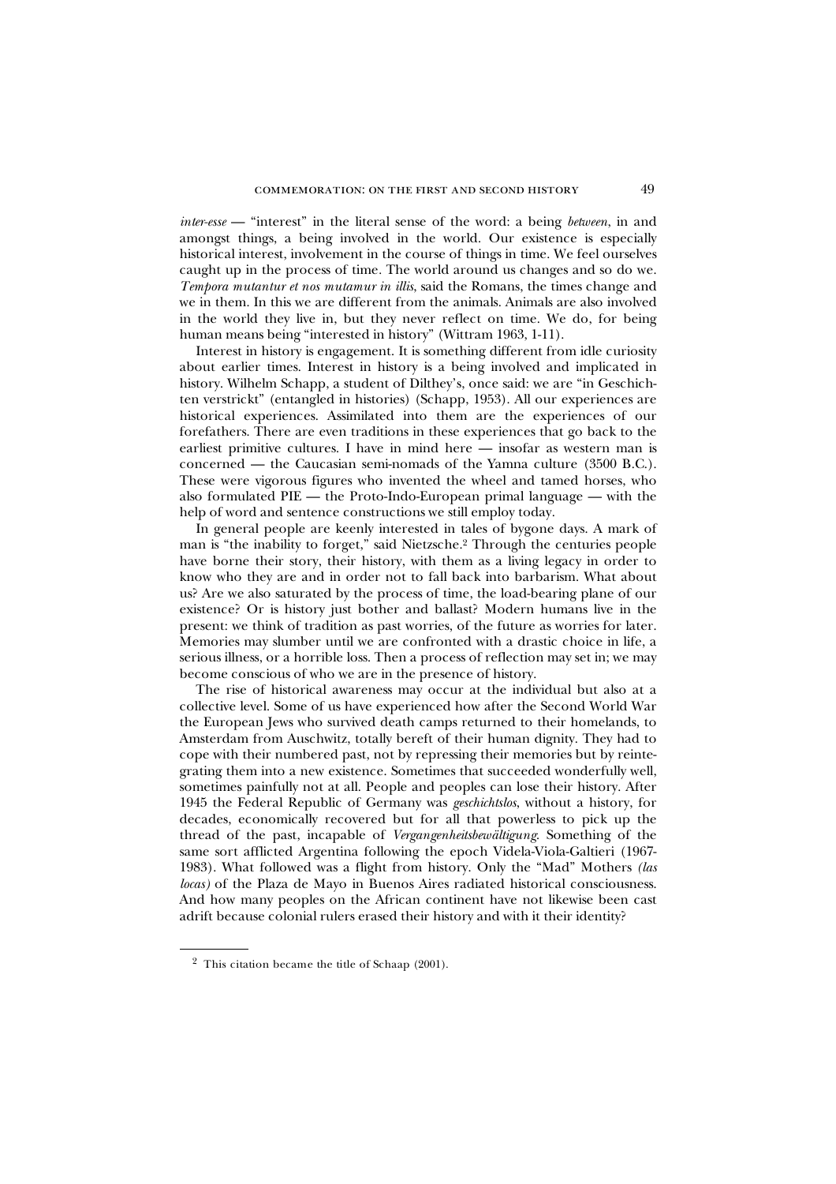*inter-esse* — "interest" in the literal sense of the word: a being *between*, in and amongst things, a being involved in the world. Our existence is especially historical interest, involvement in the course of things in time. We feel ourselves caught up in the process of time. The world around us changes and so do we. *Tempora mutantur et nos mutamur in illis*, said the Romans, the times change and we in them. In this we are different from the animals. Animals are also involved in the world they live in, but they never reflect on time. We do, for being human means being "interested in history" (Wittram 1963, 1-11).

Interest in history is engagement. It is something different from idle curiosity about earlier times. Interest in history is a being involved and implicated in history. Wilhelm Schapp, a student of Dilthey's, once said: we are "in Geschichten verstrickt" (entangled in histories) (Schapp, 1953). All our experiences are historical experiences. Assimilated into them are the experiences of our forefathers. There are even traditions in these experiences that go back to the earliest primitive cultures. I have in mind here — insofar as western man is concerned — the Caucasian semi-nomads of the Yamna culture (3500 B.C.). These were vigorous figures who invented the wheel and tamed horses, who also formulated PIE — the Proto-Indo-European primal language — with the help of word and sentence constructions we still employ today.

In general people are keenly interested in tales of bygone days. A mark of man is "the inability to forget," said Nietzsche.[2] Through the centuries people have borne their story, their history, with them as a living legacy in order to know who they are and in order not to fall back into barbarism. What about us? Are we also saturated by the process of time, the load-bearing plane of our existence? Or is history just bother and ballast? Modern humans live in the present: we think of tradition as past worries, of the future as worries for later. Memories may slumber until we are confronted with a drastic choice in life, a serious illness, or a horrible loss. Then a process of reflection may set in; we may become conscious of who we are in the presence of history.

The rise of historical awareness may occur at the individual but also at a collective level. Some of us have experienced how after the Second World War the European Jews who survived death camps returned to their homelands, to Amsterdam from Auschwitz, totally bereft of their human dignity. They had to cope with their numbered past, not by repressing their memories but by reintegrating them into a new existence. Sometimes that succeeded wonderfully well, sometimes painfully not at all. People and peoples can lose their history. After 1945 the Federal Republic of Germany was *geschichtslos*, without a history, for decades, economically recovered but for all that powerless to pick up the thread of the past, incapable of *Vergangenheitsbewältigung*. Something of the same sort afflicted Argentina following the epoch Videla-Viola-Galtieri (1967-1983). What followed was a flight from history. Only the "Mad" Mothers *(las locas)* of the Plaza de Mayo in Buenos Aires radiated historical consciousness. And how many peoples on the African continent have not likewise been cast adrift because colonial rulers erased their history and with it their identity?

[2] This citation became the title of Schaap (2001).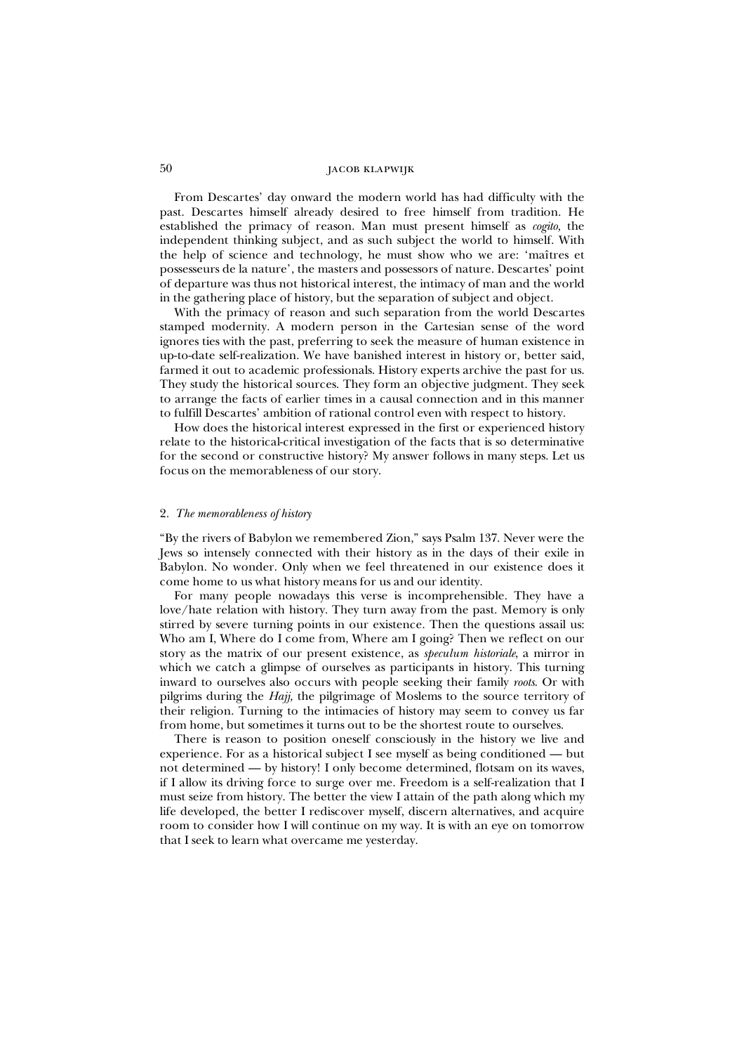From Descartes' day onward the modern world has had difficulty with the past. Descartes himself already desired to free himself from tradition. He established the primacy of reason. Man must present himself as *cogito,* the independent thinking subject, and as such subject the world to himself. With the help of science and technology, he must show who we are: 'maîtres et possesseurs de la nature', the masters and possessors of nature. Descartes' point of departure was thus not historical interest, the intimacy of man and the world in the gathering place of history, but the separation of subject and object.

With the primacy of reason and such separation from the world Descartes stamped modernity. A modern person in the Cartesian sense of the word ignores ties with the past, preferring to seek the measure of human existence in up-to-date self-realization. We have banished interest in history or, better said, farmed it out to academic professionals. History experts archive the past for us. They study the historical sources. They form an objective judgment. They seek to arrange the facts of earlier times in a causal connection and in this manner to fulfill Descartes' ambition of rational control even with respect to history.

How does the historical interest expressed in the first or experienced history relate to the historical-critical investigation of the facts that is so determinative for the second or constructive history? My answer follows in many steps. Let us focus on the memorableness of our story.

## 2. *The memorableness of history*

"By the rivers of Babylon we remembered Zion," says Psalm 137. Never were the Jews so intensely connected with their history as in the days of their exile in Babylon. No wonder. Only when we feel threatened in our existence does it come home to us what history means for us and our identity.

For many people nowadays this verse is incomprehensible. They have a love/hate relation with history. They turn away from the past. Memory is only stirred by severe turning points in our existence. Then the questions assail us: Who am I, Where do I come from, Where am I going? Then we reflect on our story as the matrix of our present existence, as *speculum historiale*, a mirror in which we catch a glimpse of ourselves as participants in history. This turning inward to ourselves also occurs with people seeking their family *roots*. Or with pilgrims during the *Hajj,* the pilgrimage of Moslems to the source territory of their religion. Turning to the intimacies of history may seem to convey us far from home, but sometimes it turns out to be the shortest route to ourselves.

There is reason to position oneself consciously in the history we live and experience. For as a historical subject I see myself as being conditioned — but not determined — by history! I only become determined, flotsam on its waves, if I allow its driving force to surge over me. Freedom is a self-realization that I must seize from history. The better the view I attain of the path along which my life developed, the better I rediscover myself, discern alternatives, and acquire room to consider how I will continue on my way. It is with an eye on tomorrow that I seek to learn what overcame me yesterday.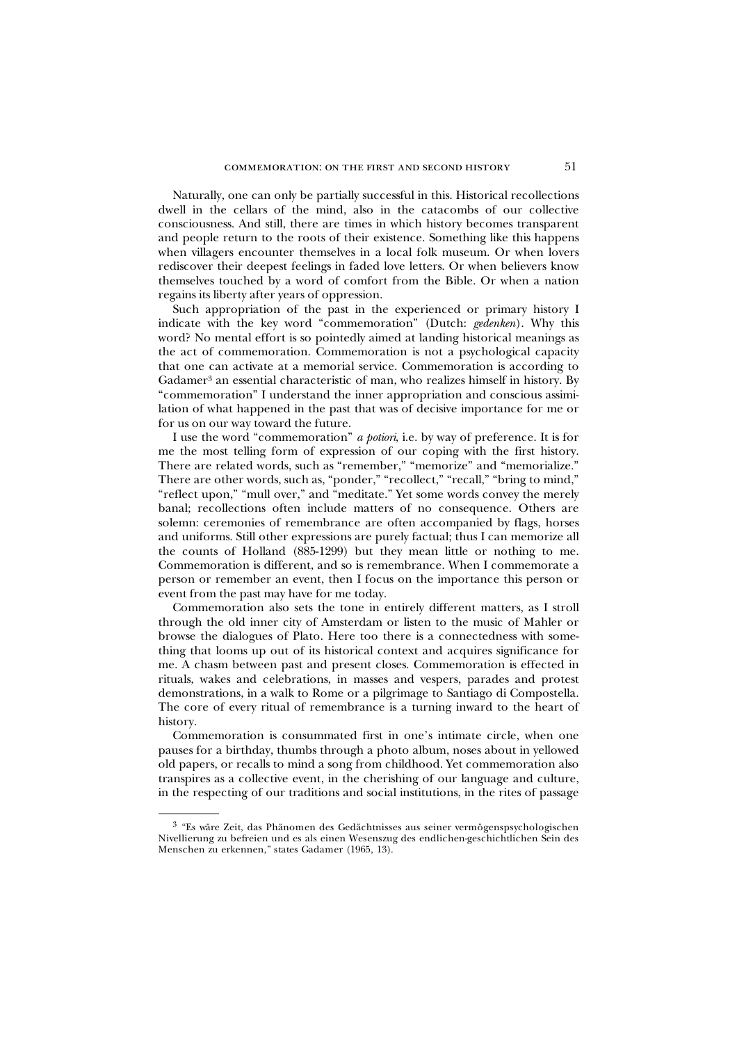Naturally, one can only be partially successful in this. Historical recollections dwell in the cellars of the mind, also in the catacombs of our collective consciousness. And still, there are times in which history becomes transparent and people return to the roots of their existence. Something like this happens when villagers encounter themselves in a local folk museum. Or when lovers rediscover their deepest feelings in faded love letters. Or when believers know themselves touched by a word of comfort from the Bible. Or when a nation regains its liberty after years of oppression.

Such appropriation of the past in the experienced or primary history I indicate with the key word "commemoration" (Dutch: *gedenken*). Why this word? No mental effort is so pointedly aimed at landing historical meanings as the act of commemoration. Commemoration is not a psychological capacity that one can activate at a memorial service. Commemoration is according to Gadamer[3] an essential characteristic of man, who realizes himself in history. By "commemoration" I understand the inner appropriation and conscious assimilation of what happened in the past that was of decisive importance for me or for us on our way toward the future.

I use the word "commemoration" *a potiori*, i.e. by way of preference. It is for me the most telling form of expression of our coping with the first history. There are related words, such as "remember," "memorize" and "memorialize." There are other words, such as, "ponder," "recollect," "recall," "bring to mind," "reflect upon," "mull over," and "meditate." Yet some words convey the merely banal; recollections often include matters of no consequence. Others are solemn: ceremonies of remembrance are often accompanied by flags, horses and uniforms. Still other expressions are purely factual; thus I can memorize all the counts of Holland (885-1299) but they mean little or nothing to me. Commemoration is different, and so is remembrance. When I commemorate a person or remember an event, then I focus on the importance this person or event from the past may have for me today.

Commemoration also sets the tone in entirely different matters, as I stroll through the old inner city of Amsterdam or listen to the music of Mahler or browse the dialogues of Plato. Here too there is a connectedness with something that looms up out of its historical context and acquires significance for me. A chasm between past and present closes. Commemoration is effected in rituals, wakes and celebrations, in masses and vespers, parades and protest demonstrations, in a walk to Rome or a pilgrimage to Santiago di Compostella. The core of every ritual of remembrance is a turning inward to the heart of history.

Commemoration is consummated first in one's intimate circle, when one pauses for a birthday, thumbs through a photo album, noses about in yellowed old papers, or recalls to mind a song from childhood. Yet commemoration also transpires as a collective event, in the cherishing of our language and culture, in the respecting of our traditions and social institutions, in the rites of passage

---

[3] "Es wäre Zeit, das Phänomen des Gedächtnisses aus seiner vermögenspsychologischen Nivellierung zu befreien und es als einen Wesenszug des endlichen-geschichtlichen Sein des Menschen zu erkennen," states Gadamer (1965, 13).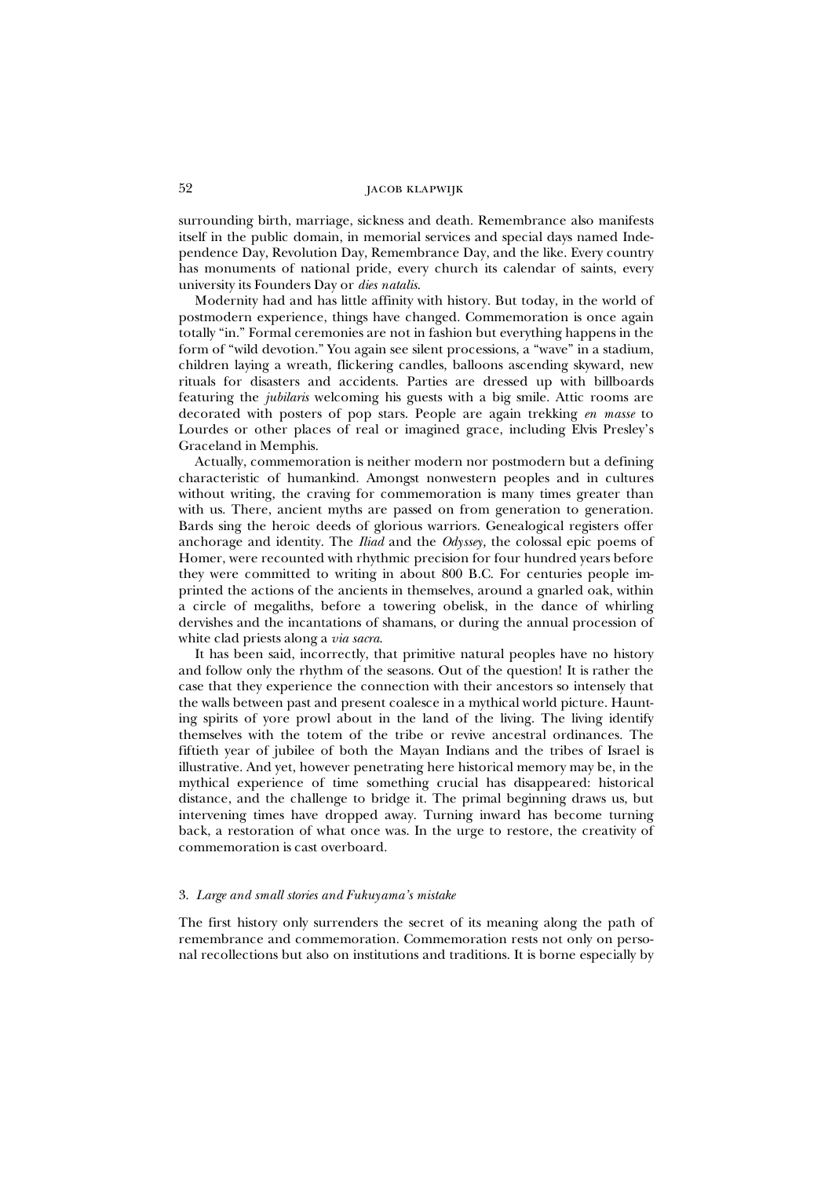surrounding birth, marriage, sickness and death. Remembrance also manifests itself in the public domain, in memorial services and special days named Independence Day, Revolution Day, Remembrance Day, and the like. Every country has monuments of national pride, every church its calendar of saints, every university its Founders Day or *dies natalis*.

Modernity had and has little affinity with history. But today, in the world of postmodern experience, things have changed. Commemoration is once again totally "in." Formal ceremonies are not in fashion but everything happens in the form of "wild devotion." You again see silent processions, a "wave" in a stadium, children laying a wreath, flickering candles, balloons ascending skyward, new rituals for disasters and accidents. Parties are dressed up with billboards featuring the *jubilaris* welcoming his guests with a big smile. Attic rooms are decorated with posters of pop stars. People are again trekking *en masse* to Lourdes or other places of real or imagined grace, including Elvis Presley's Graceland in Memphis.

Actually, commemoration is neither modern nor postmodern but a defining characteristic of humankind. Amongst nonwestern peoples and in cultures without writing, the craving for commemoration is many times greater than with us. There, ancient myths are passed on from generation to generation. Bards sing the heroic deeds of glorious warriors. Genealogical registers offer anchorage and identity. The *Iliad* and the *Odyssey,* the colossal epic poems of Homer, were recounted with rhythmic precision for four hundred years before they were committed to writing in about 800 B.C. For centuries people imprinted the actions of the ancients in themselves, around a gnarled oak, within a circle of megaliths, before a towering obelisk, in the dance of whirling dervishes and the incantations of shamans, or during the annual procession of white clad priests along a *via sacra*.

It has been said, incorrectly, that primitive natural peoples have no history and follow only the rhythm of the seasons. Out of the question! It is rather the case that they experience the connection with their ancestors so intensely that the walls between past and present coalesce in a mythical world picture. Haunting spirits of yore prowl about in the land of the living. The living identify themselves with the totem of the tribe or revive ancestral ordinances. The fiftieth year of jubilee of both the Mayan Indians and the tribes of Israel is illustrative. And yet, however penetrating here historical memory may be, in the mythical experience of time something crucial has disappeared: historical distance, and the challenge to bridge it. The primal beginning draws us, but intervening times have dropped away. Turning inward has become turning back, a restoration of what once was. In the urge to restore, the creativity of commemoration is cast overboard.

### 3. *Large and small stories and Fukuyama's mistake*

The first history only surrenders the secret of its meaning along the path of remembrance and commemoration. Commemoration rests not only on personal recollections but also on institutions and traditions. It is borne especially by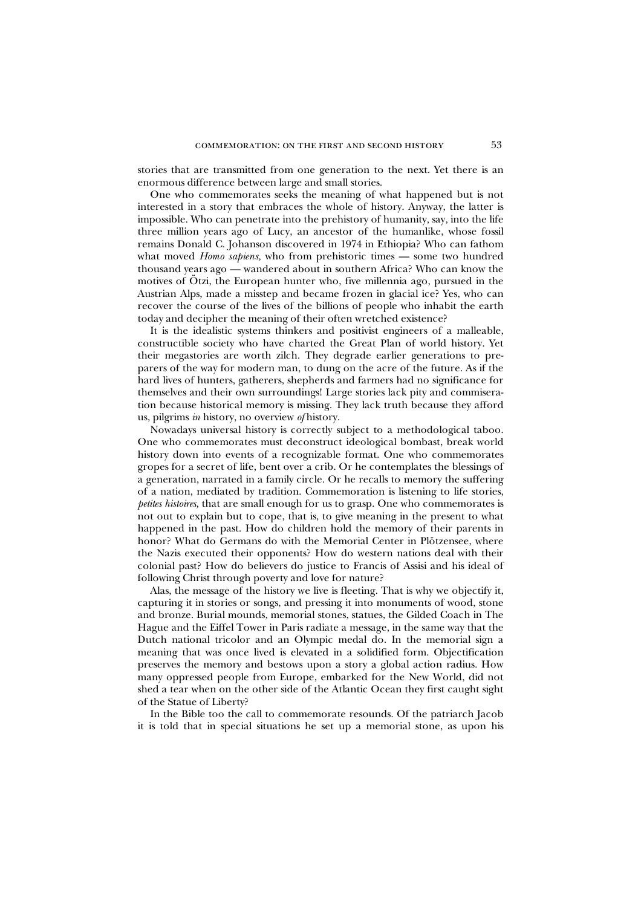stories that are transmitted from one generation to the next. Yet there is an enormous difference between large and small stories.

One who commemorates seeks the meaning of what happened but is not interested in a story that embraces the whole of history. Anyway, the latter is impossible. Who can penetrate into the prehistory of humanity, say, into the life three million years ago of Lucy, an ancestor of the humanlike, whose fossil remains Donald C. Johanson discovered in 1974 in Ethiopia? Who can fathom what moved *Homo sapiens,* who from prehistoric times — some two hundred thousand years ago — wandered about in southern Africa? Who can know the motives of Ötzi, the European hunter who, five millennia ago, pursued in the Austrian Alps, made a misstep and became frozen in glacial ice? Yes, who can recover the course of the lives of the billions of people who inhabit the earth today and decipher the meaning of their often wretched existence?

It is the idealistic systems thinkers and positivist engineers of a malleable, constructible society who have charted the Great Plan of world history. Yet their megastories are worth zilch. They degrade earlier generations to preparers of the way for modern man, to dung on the acre of the future. As if the hard lives of hunters, gatherers, shepherds and farmers had no significance for themselves and their own surroundings! Large stories lack pity and commiseration because historical memory is missing. They lack truth because they afford us, pilgrims *in* history, no overview *of* history.

Nowadays universal history is correctly subject to a methodological taboo. One who commemorates must deconstruct ideological bombast, break world history down into events of a recognizable format. One who commemorates gropes for a secret of life, bent over a crib. Or he contemplates the blessings of a generation, narrated in a family circle. Or he recalls to memory the suffering of a nation, mediated by tradition. Commemoration is listening to life stories, *petites histoires,* that are small enough for us to grasp. One who commemorates is not out to explain but to cope, that is, to give meaning in the present to what happened in the past. How do children hold the memory of their parents in honor? What do Germans do with the Memorial Center in Plötzensee, where the Nazis executed their opponents? How do western nations deal with their colonial past? How do believers do justice to Francis of Assisi and his ideal of following Christ through poverty and love for nature?

Alas, the message of the history we live is fleeting. That is why we objectify it, capturing it in stories or songs, and pressing it into monuments of wood, stone and bronze. Burial mounds, memorial stones, statues, the Gilded Coach in The Hague and the Eiffel Tower in Paris radiate a message, in the same way that the Dutch national tricolor and an Olympic medal do. In the memorial sign a meaning that was once lived is elevated in a solidified form. Objectification preserves the memory and bestows upon a story a global action radius. How many oppressed people from Europe, embarked for the New World, did not shed a tear when on the other side of the Atlantic Ocean they first caught sight of the Statue of Liberty?

In the Bible too the call to commemorate resounds. Of the patriarch Jacob it is told that in special situations he set up a memorial stone, as upon his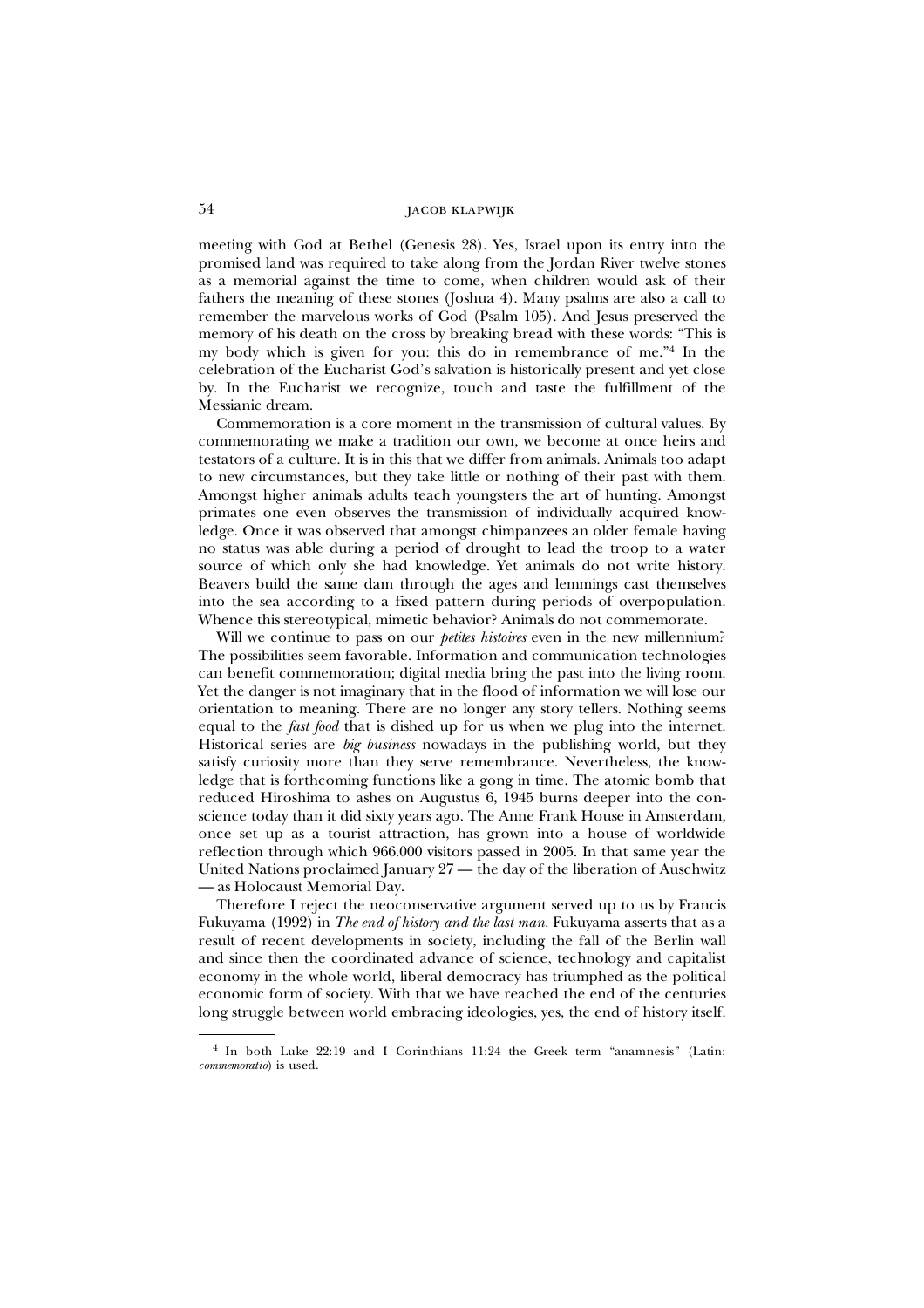meeting with God at Bethel (Genesis 28). Yes, Israel upon its entry into the promised land was required to take along from the Jordan River twelve stones as a memorial against the time to come, when children would ask of their fathers the meaning of these stones (Joshua 4). Many psalms are also a call to remember the marvelous works of God (Psalm 105). And Jesus preserved the memory of his death on the cross by breaking bread with these words: "This is my body which is given for you: this do in remembrance of me."[4] In the celebration of the Eucharist God's salvation is historically present and yet close by. In the Eucharist we recognize, touch and taste the fulfillment of the Messianic dream.

Commemoration is a core moment in the transmission of cultural values. By commemorating we make a tradition our own, we become at once heirs and testators of a culture. It is in this that we differ from animals. Animals too adapt to new circumstances, but they take little or nothing of their past with them. Amongst higher animals adults teach youngsters the art of hunting. Amongst primates one even observes the transmission of individually acquired knowledge. Once it was observed that amongst chimpanzees an older female having no status was able during a period of drought to lead the troop to a water source of which only she had knowledge. Yet animals do not write history. Beavers build the same dam through the ages and lemmings cast themselves into the sea according to a fixed pattern during periods of overpopulation. Whence this stereotypical, mimetic behavior? Animals do not commemorate.

Will we continue to pass on our *petites histoires* even in the new millennium? The possibilities seem favorable. Information and communication technologies can benefit commemoration; digital media bring the past into the living room. Yet the danger is not imaginary that in the flood of information we will lose our orientation to meaning. There are no longer any story tellers. Nothing seems equal to the *fast food* that is dished up for us when we plug into the internet. Historical series are *big business* nowadays in the publishing world, but they satisfy curiosity more than they serve remembrance. Nevertheless, the knowledge that is forthcoming functions like a gong in time. The atomic bomb that reduced Hiroshima to ashes on Augustus 6, 1945 burns deeper into the conscience today than it did sixty years ago. The Anne Frank House in Amsterdam, once set up as a tourist attraction, has grown into a house of worldwide reflection through which 966.000 visitors passed in 2005. In that same year the United Nations proclaimed January 27 — the day of the liberation of Auschwitz — as Holocaust Memorial Day.

Therefore I reject the neoconservative argument served up to us by Francis Fukuyama (1992) in *The end of history and the last man*. Fukuyama asserts that as a result of recent developments in society, including the fall of the Berlin wall and since then the coordinated advance of science, technology and capitalist economy in the whole world, liberal democracy has triumphed as the political economic form of society. With that we have reached the end of the centuries long struggle between world embracing ideologies, yes, the end of history itself.

---

[4] In both Luke 22:19 and I Corinthians 11:24 the Greek term "anamnesis" (Latin: *commemoratio*) is used.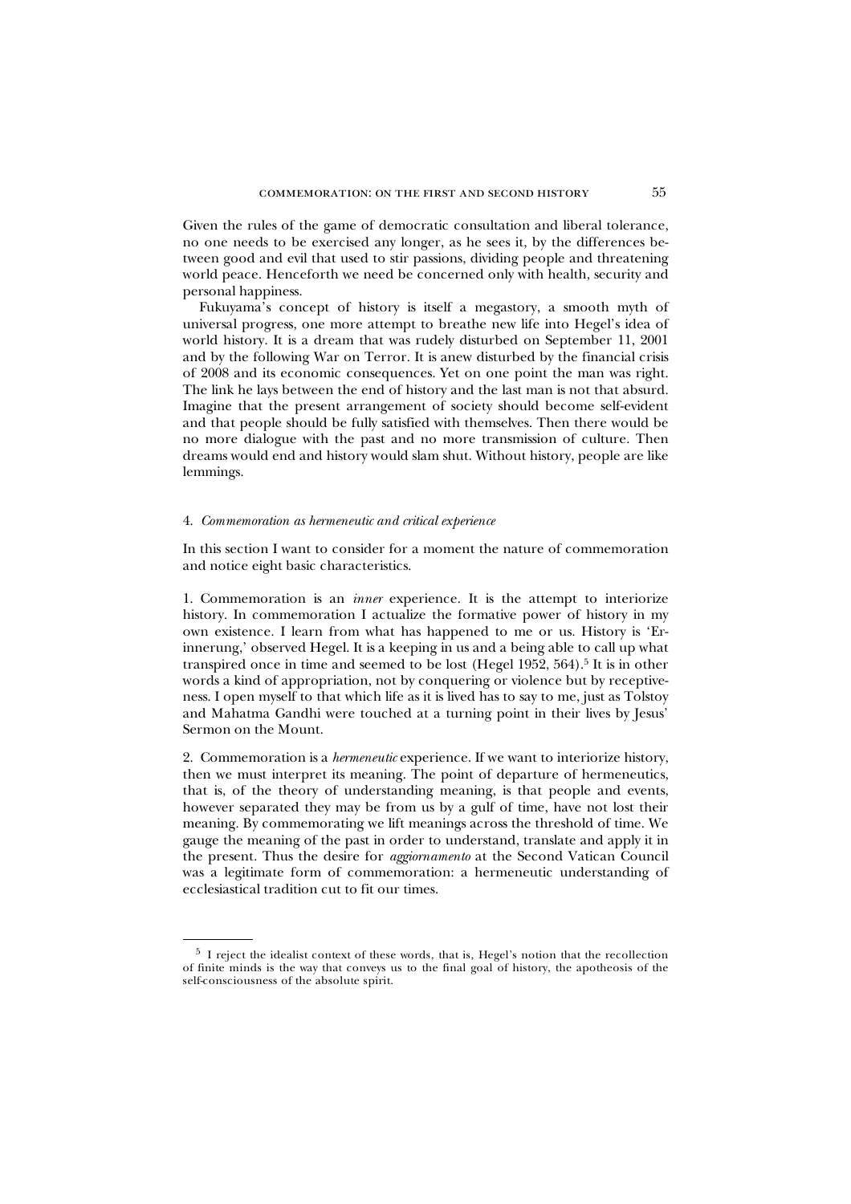Given the rules of the game of democratic consultation and liberal tolerance, no one needs to be exercised any longer, as he sees it, by the differences between good and evil that used to stir passions, dividing people and threatening world peace. Henceforth we need be concerned only with health, security and personal happiness.

Fukuyama's concept of history is itself a megastory, a smooth myth of universal progress, one more attempt to breathe new life into Hegel's idea of world history. It is a dream that was rudely disturbed on September 11, 2001 and by the following War on Terror. It is anew disturbed by the financial crisis of 2008 and its economic consequences. Yet on one point the man was right. The link he lays between the end of history and the last man is not that absurd. Imagine that the present arrangement of society should become self-evident and that people should be fully satisfied with themselves. Then there would be no more dialogue with the past and no more transmission of culture. Then dreams would end and history would slam shut. Without history, people are like lemmings.

### 4. *Commemoration as hermeneutic and critical experience*

In this section I want to consider for a moment the nature of commemoration and notice eight basic characteristics.

1. Commemoration is an *inner* experience. It is the attempt to interiorize history. In commemoration I actualize the formative power of history in my own existence. I learn from what has happened to me or us. History is 'Erinnerung,' observed Hegel. It is a keeping in us and a being able to call up what transpired once in time and seemed to be lost (Hegel 1952, 564).[5] It is in other words a kind of appropriation, not by conquering or violence but by receptiveness. I open myself to that which life as it is lived has to say to me, just as Tolstoy and Mahatma Gandhi were touched at a turning point in their lives by Jesus' Sermon on the Mount.

2. Commemoration is a *hermeneutic* experience. If we want to interiorize history, then we must interpret its meaning. The point of departure of hermeneutics, that is, of the theory of understanding meaning, is that people and events, however separated they may be from us by a gulf of time, have not lost their meaning. By commemorating we lift meanings across the threshold of time. We gauge the meaning of the past in order to understand, translate and apply it in the present. Thus the desire for *aggiornamento* at the Second Vatican Council was a legitimate form of commemoration: a hermeneutic understanding of ecclesiastical tradition cut to fit our times.

---

[5] I reject the idealist context of these words, that is, Hegel's notion that the recollection of finite minds is the way that conveys us to the final goal of history, the apotheosis of the self-consciousness of the absolute spirit.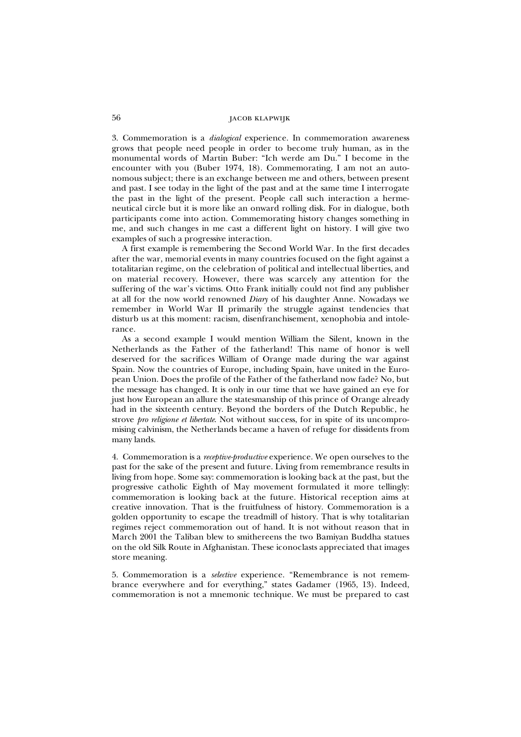3. Commemoration is a *dialogical* experience. In commemoration awareness grows that people need people in order to become truly human, as in the monumental words of Martin Buber: "Ich werde am Du." I become in the encounter with you (Buber 1974, 18). Commemorating, I am not an autonomous subject; there is an exchange between me and others, between present and past. I see today in the light of the past and at the same time I interrogate the past in the light of the present. People call such interaction a hermeneutical circle but it is more like an onward rolling disk. For in dialogue, both participants come into action. Commemorating history changes something in me, and such changes in me cast a different light on history. I will give two examples of such a progressive interaction.

A first example is remembering the Second World War. In the first decades after the war, memorial events in many countries focused on the fight against a totalitarian regime, on the celebration of political and intellectual liberties, and on material recovery. However, there was scarcely any attention for the suffering of the war's victims. Otto Frank initially could not find any publisher at all for the now world renowned *Diary* of his daughter Anne. Nowadays we remember in World War II primarily the struggle against tendencies that disturb us at this moment: racism, disenfranchisement, xenophobia and intolerance.

As a second example I would mention William the Silent, known in the Netherlands as the Father of the fatherland! This name of honor is well deserved for the sacrifices William of Orange made during the war against Spain. Now the countries of Europe, including Spain, have united in the European Union. Does the profile of the Father of the fatherland now fade? No, but the message has changed. It is only in our time that we have gained an eye for just how European an allure the statesmanship of this prince of Orange already had in the sixteenth century. Beyond the borders of the Dutch Republic, he strove *pro religione et libertate*. Not without success, for in spite of its uncompromising calvinism, the Netherlands became a haven of refuge for dissidents from many lands.

4. Commemoration is a *receptive-productive* experience. We open ourselves to the past for the sake of the present and future. Living from remembrance results in living from hope. Some say: commemoration is looking back at the past, but the progressive catholic Eighth of May movement formulated it more tellingly: commemoration is looking back at the future. Historical reception aims at creative innovation. That is the fruitfulness of history. Commemoration is a golden opportunity to escape the treadmill of history. That is why totalitarian regimes reject commemoration out of hand. It is not without reason that in March 2001 the Taliban blew to smithereens the two Bamiyan Buddha statues on the old Silk Route in Afghanistan. These iconoclasts appreciated that images store meaning.

5. Commemoration is a *selective* experience. "Remembrance is not remembrance everywhere and for everything," states Gadamer (1965, 13). Indeed, commemoration is not a mnemonic technique. We must be prepared to cast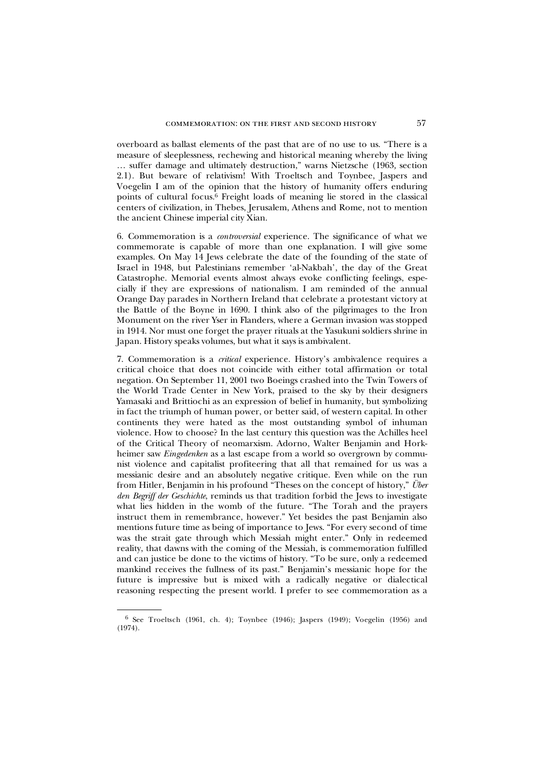overboard as ballast elements of the past that are of no use to us. "There is a measure of sleeplessness, rechewing and historical meaning whereby the living … suffer damage and ultimately destruction," warns Nietzsche (1963, section 2.1). But beware of relativism! With Troeltsch and Toynbee, Jaspers and Voegelin I am of the opinion that the history of humanity offers enduring points of cultural focus.[6] Freight loads of meaning lie stored in the classical centers of civilization, in Thebes, Jerusalem, Athens and Rome, not to mention the ancient Chinese imperial city Xian.

6. Commemoration is a *controversial* experience. The significance of what we commemorate is capable of more than one explanation. I will give some examples. On May 14 Jews celebrate the date of the founding of the state of Israel in 1948, but Palestinians remember 'al-Nakbah', the day of the Great Catastrophe. Memorial events almost always evoke conflicting feelings, especially if they are expressions of nationalism. I am reminded of the annual Orange Day parades in Northern Ireland that celebrate a protestant victory at the Battle of the Boyne in 1690. I think also of the pilgrimages to the Iron Monument on the river Yser in Flanders, where a German invasion was stopped in 1914. Nor must one forget the prayer rituals at the Yasukuni soldiers shrine in Japan. History speaks volumes, but what it says is ambivalent.

7. Commemoration is a *critical* experience. History's ambivalence requires a critical choice that does not coincide with either total affirmation or total negation. On September 11, 2001 two Boeings crashed into the Twin Towers of the World Trade Center in New York, praised to the sky by their designers Yamasaki and Brittiochi as an expression of belief in humanity, but symbolizing in fact the triumph of human power, or better said, of western capital. In other continents they were hated as the most outstanding symbol of inhuman violence. How to choose? In the last century this question was the Achilles heel of the Critical Theory of neomarxism. Adorno, Walter Benjamin and Horkheimer saw *Eingedenken* as a last escape from a world so overgrown by communist violence and capitalist profiteering that all that remained for us was a messianic desire and an absolutely negative critique. Even while on the run from Hitler, Benjamin in his profound "Theses on the concept of history," *Über den Begriff der Geschichte*, reminds us that tradition forbid the Jews to investigate what lies hidden in the womb of the future. "The Torah and the prayers instruct them in remembrance, however." Yet besides the past Benjamin also mentions future time as being of importance to Jews. "For every second of time was the strait gate through which Messiah might enter." Only in redeemed reality, that dawns with the coming of the Messiah, is commemoration fulfilled and can justice be done to the victims of history. "To be sure, only a redeemed mankind receives the fullness of its past." Benjamin's messianic hope for the future is impressive but is mixed with a radically negative or dialectical reasoning respecting the present world. I prefer to see commemoration as a

---

[6] See Troeltsch (1961, ch. 4); Toynbee (1946); Jaspers (1949); Voegelin (1956) and (1974).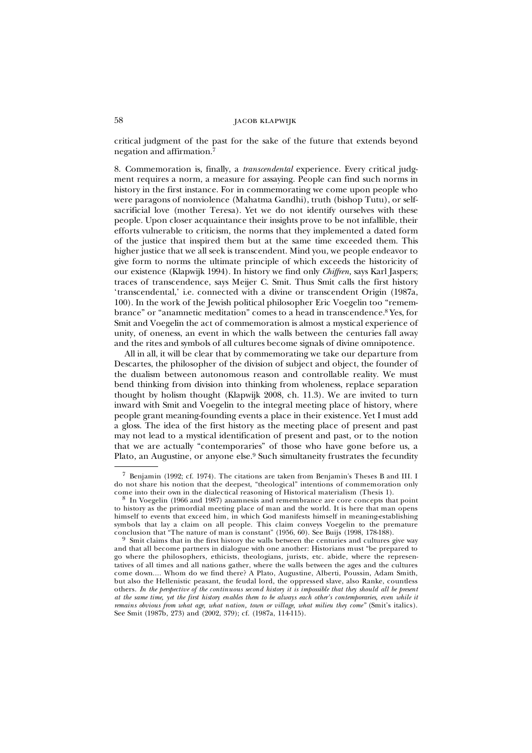critical judgment of the past for the sake of the future that extends beyond negation and affirmation.[7]

8. Commemoration is, finally, a *transcendental* experience. Every critical judgment requires a norm, a measure for assaying. People can find such norms in history in the first instance. For in commemorating we come upon people who were paragons of nonviolence (Mahatma Gandhi), truth (bishop Tutu), or self-sacrificial love (mother Teresa). Yet we do not identify ourselves with these people. Upon closer acquaintance their insights prove to be not infallible, their efforts vulnerable to criticism, the norms that they implemented a dated form of the justice that inspired them but at the same time exceeded them. This higher justice that we all seek is transcendent. Mind you, we people endeavor to give form to norms the ultimate principle of which exceeds the historicity of our existence (Klapwijk 1994). In history we find only *Chiffren*, says Karl Jaspers; traces of transcendence, says Meijer C. Smit. Thus Smit calls the first history 'transcendental,' i.e. connected with a divine or transcendent Origin (1987a, 100). In the work of the Jewish political philosopher Eric Voegelin too "remembrance" or "anamnetic meditation" comes to a head in transcendence.[8] Yes, for Smit and Voegelin the act of commemoration is almost a mystical experience of unity, of oneness, an event in which the walls between the centuries fall away and the rites and symbols of all cultures become signals of divine omnipotence.

All in all, it will be clear that by commemorating we take our departure from Descartes, the philosopher of the division of subject and object, the founder of the dualism between autonomous reason and controllable reality. We must bend thinking from division into thinking from wholeness, replace separation thought by holism thought (Klapwijk 2008, ch. 11.3). We are invited to turn inward with Smit and Voegelin to the integral meeting place of history, where people grant meaning-founding events a place in their existence. Yet I must add a gloss. The idea of the first history as the meeting place of present and past may not lead to a mystical identification of present and past, or to the notion that we are actually "contemporaries" of those who have gone before us, a Plato, an Augustine, or anyone else.[9] Such simultaneity frustrates the fecundity

---

[7] Benjamin (1992; cf. 1974). The citations are taken from Benjamin's Theses B and III. I do not share his notion that the deepest, "theological" intentions of commemoration only come into their own in the dialectical reasoning of Historical materialism (Thesis 1).

[8] In Voegelin (1966 and 1987) anamnesis and remembrance are core concepts that point to history as the primordial meeting place of man and the world. It is here that man opens himself to events that exceed him, in which God manifests himself in meaning-establishing symbols that lay a claim on all people. This claim conveys Voegelin to the premature conclusion that "The nature of man is constant" (1956, 60). See Buijs (1998, 178-188).

[9] Smit claims that in the first history the walls between the centuries and cultures give way and that all become partners in dialogue with one another: Historians must "be prepared to go where the philosophers, ethicists, theologians, jurists, etc. abide, where the representatives of all times and all nations gather, where the walls between the ages and the cultures come down.... Whom do we find there? A Plato, Augustine, Alberti, Poussin, Adam Smith, but also the Hellenistic peasant, the feudal lord, the oppressed slave, also Ranke, countless others. *In the perspective of the continuous second history it is impossible that they should all be present at the same time, yet the first history enables them to be always each other's contemporaries, even while it remains obvious from what age, what nation, town or village, what milieu they come*" (Smit's italics). See Smit (1987b, 273) and (2002, 379); cf. (1987a, 114-115).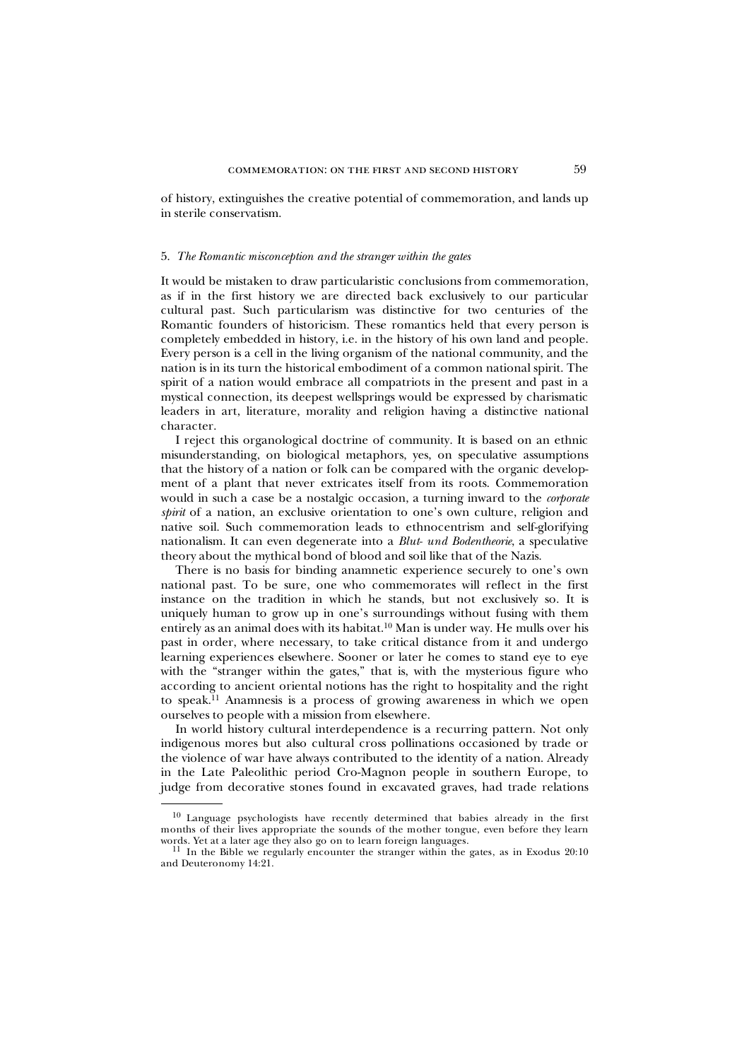of history, extinguishes the creative potential of commemoration, and lands up in sterile conservatism.

### 5. *The Romantic misconception and the stranger within the gates*

It would be mistaken to draw particularistic conclusions from commemoration, as if in the first history we are directed back exclusively to our particular cultural past. Such particularism was distinctive for two centuries of the Romantic founders of historicism. These romantics held that every person is completely embedded in history, i.e. in the history of his own land and people. Every person is a cell in the living organism of the national community, and the nation is in its turn the historical embodiment of a common national spirit. The spirit of a nation would embrace all compatriots in the present and past in a mystical connection, its deepest wellsprings would be expressed by charismatic leaders in art, literature, morality and religion having a distinctive national character.

I reject this organological doctrine of community. It is based on an ethnic misunderstanding, on biological metaphors, yes, on speculative assumptions that the history of a nation or folk can be compared with the organic development of a plant that never extricates itself from its roots. Commemoration would in such a case be a nostalgic occasion, a turning inward to the *corporate spirit* of a nation, an exclusive orientation to one's own culture, religion and native soil. Such commemoration leads to ethnocentrism and self-glorifying nationalism. It can even degenerate into a *Blut- und Bodentheorie*, a speculative theory about the mythical bond of blood and soil like that of the Nazis.

There is no basis for binding anamnetic experience securely to one's own national past. To be sure, one who commemorates will reflect in the first instance on the tradition in which he stands, but not exclusively so. It is uniquely human to grow up in one's surroundings without fusing with them entirely as an animal does with its habitat.[10] Man is under way. He mulls over his past in order, where necessary, to take critical distance from it and undergo learning experiences elsewhere. Sooner or later he comes to stand eye to eye with the "stranger within the gates," that is, with the mysterious figure who according to ancient oriental notions has the right to hospitality and the right to speak.[11] Anamnesis is a process of growing awareness in which we open ourselves to people with a mission from elsewhere.

In world history cultural interdependence is a recurring pattern. Not only indigenous mores but also cultural cross pollinations occasioned by trade or the violence of war have always contributed to the identity of a nation. Already in the Late Paleolithic period Cro-Magnon people in southern Europe, to judge from decorative stones found in excavated graves, had trade relations

---

[10] Language psychologists have recently determined that babies already in the first months of their lives appropriate the sounds of the mother tongue, even before they learn words. Yet at a later age they also go on to learn foreign languages.

[11] In the Bible we regularly encounter the stranger within the gates, as in Exodus 20:10 and Deuteronomy 14:21.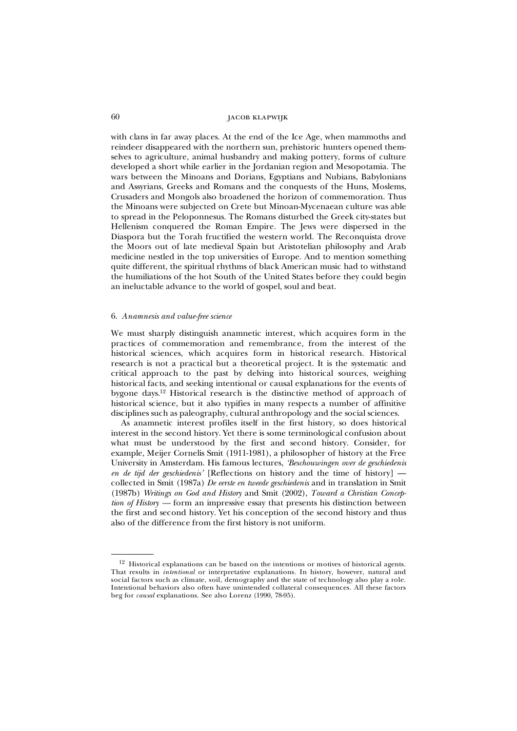with clans in far away places. At the end of the Ice Age, when mammoths and reindeer disappeared with the northern sun, prehistoric hunters opened themselves to agriculture, animal husbandry and making pottery, forms of culture developed a short while earlier in the Jordanian region and Mesopotamia. The wars between the Minoans and Dorians, Egyptians and Nubians, Babylonians and Assyrians, Greeks and Romans and the conquests of the Huns, Moslems, Crusaders and Mongols also broadened the horizon of commemoration. Thus the Minoans were subjected on Crete but Minoan-Mycenaean culture was able to spread in the Peloponnesus. The Romans disturbed the Greek city-states but Hellenism conquered the Roman Empire. The Jews were dispersed in the Diaspora but the Torah fructified the western world. The Reconquista drove the Moors out of late medieval Spain but Aristotelian philosophy and Arab medicine nestled in the top universities of Europe. And to mention something quite different, the spiritual rhythms of black American music had to withstand the humiliations of the hot South of the United States before they could begin an ineluctable advance to the world of gospel, soul and beat.

### 6. *Anamnesis and value-free science*

We must sharply distinguish anamnetic interest, which acquires form in the practices of commemoration and remembrance, from the interest of the historical sciences, which acquires form in historical research. Historical research is not a practical but a theoretical project. It is the systematic and critical approach to the past by delving into historical sources, weighing historical facts, and seeking intentional or causal explanations for the events of bygone days.[12] Historical research is the distinctive method of approach of historical science, but it also typifies in many respects a number of affinitive disciplines such as paleography, cultural anthropology and the social sciences.

As anamnetic interest profiles itself in the first history, so does historical interest in the second history. Yet there is some terminological confusion about what must be understood by the first and second history. Consider, for example, Meijer Cornelis Smit (1911-1981), a philosopher of history at the Free University in Amsterdam. His famous lectures, *'Beschouwingen over de geschiedenis en de tijd der geschiedenis'* [Reflections on history and the time of history] — collected in Smit (1987a) *De eerste en tweede geschiedenis* and in translation in Smit (1987b) *Writings on God and History* and Smit (2002), *Toward a Christian Conception of History* — form an impressive essay that presents his distinction between the first and second history. Yet his conception of the second history and thus also of the difference from the first history is not uniform.

---

[12] Historical explanations can be based on the intentions or motives of historical agents. That results in *intentional* or interpretative explanations. In history, however, natural and social factors such as climate, soil, demography and the state of technology also play a role. Intentional behaviors also often have unintended collateral consequences. All these factors beg for *causal* explanations. See also Lorenz (1990, 78-95).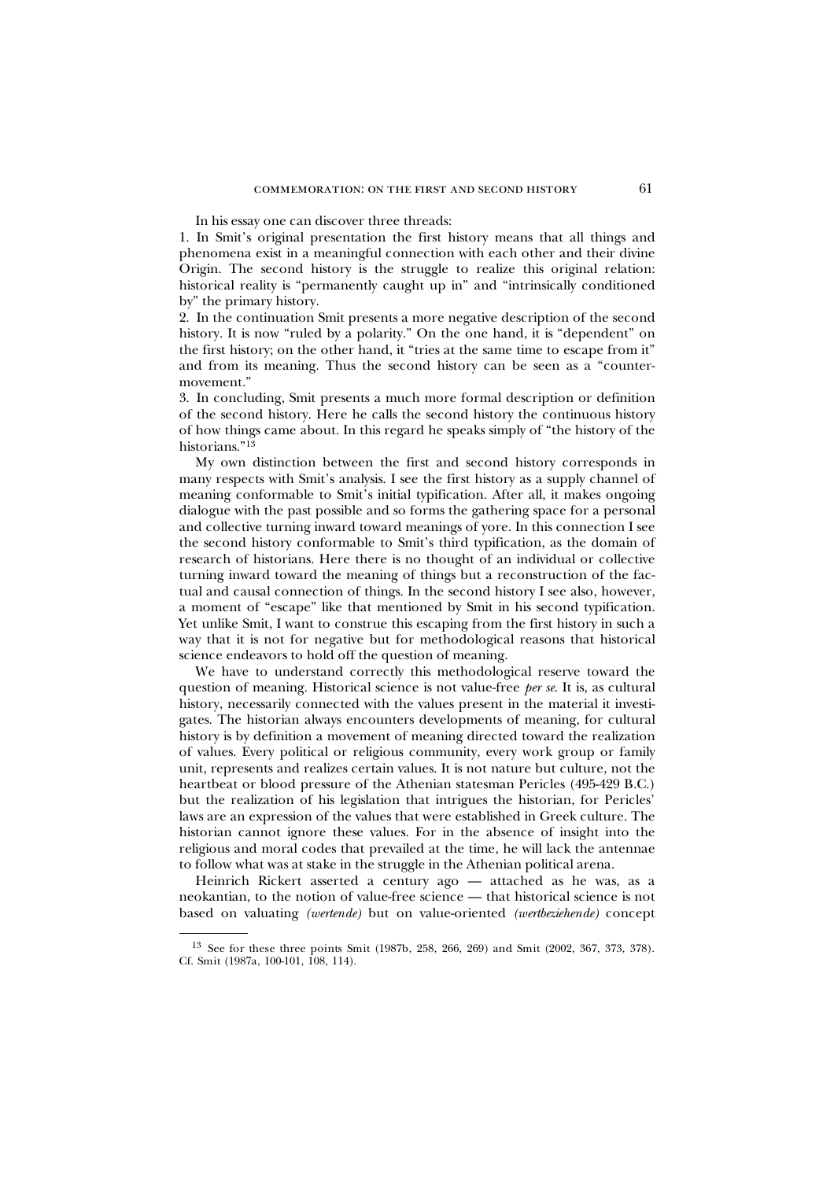In his essay one can discover three threads:

1. In Smit's original presentation the first history means that all things and phenomena exist in a meaningful connection with each other and their divine Origin. The second history is the struggle to realize this original relation: historical reality is "permanently caught up in" and "intrinsically conditioned by" the primary history.

2. In the continuation Smit presents a more negative description of the second history. It is now "ruled by a polarity." On the one hand, it is "dependent" on the first history; on the other hand, it "tries at the same time to escape from it" and from its meaning. Thus the second history can be seen as a "counter-movement."

3. In concluding, Smit presents a much more formal description or definition of the second history. Here he calls the second history the continuous history of how things came about. In this regard he speaks simply of "the history of the historians."[13]

My own distinction between the first and second history corresponds in many respects with Smit's analysis. I see the first history as a supply channel of meaning conformable to Smit's initial typification. After all, it makes ongoing dialogue with the past possible and so forms the gathering space for a personal and collective turning inward toward meanings of yore. In this connection I see the second history conformable to Smit's third typification, as the domain of research of historians. Here there is no thought of an individual or collective turning inward toward the meaning of things but a reconstruction of the factual and causal connection of things. In the second history I see also, however, a moment of "escape" like that mentioned by Smit in his second typification. Yet unlike Smit, I want to construe this escaping from the first history in such a way that it is not for negative but for methodological reasons that historical science endeavors to hold off the question of meaning.

We have to understand correctly this methodological reserve toward the question of meaning. Historical science is not value-free *per se*. It is, as cultural history, necessarily connected with the values present in the material it investigates. The historian always encounters developments of meaning, for cultural history is by definition a movement of meaning directed toward the realization of values. Every political or religious community, every work group or family unit, represents and realizes certain values. It is not nature but culture, not the heartbeat or blood pressure of the Athenian statesman Pericles (495-429 B.C.) but the realization of his legislation that intrigues the historian, for Pericles' laws are an expression of the values that were established in Greek culture. The historian cannot ignore these values. For in the absence of insight into the religious and moral codes that prevailed at the time, he will lack the antennae to follow what was at stake in the struggle in the Athenian political arena.

Heinrich Rickert asserted a century ago — attached as he was, as a neokantian, to the notion of value-free science — that historical science is not based on valuating *(wertende)* but on value-oriented *(wertbeziehende)* concept

[13] See for these three points Smit (1987b, 258, 266, 269) and Smit (2002, 367, 373, 378). Cf. Smit (1987a, 100-101, 108, 114).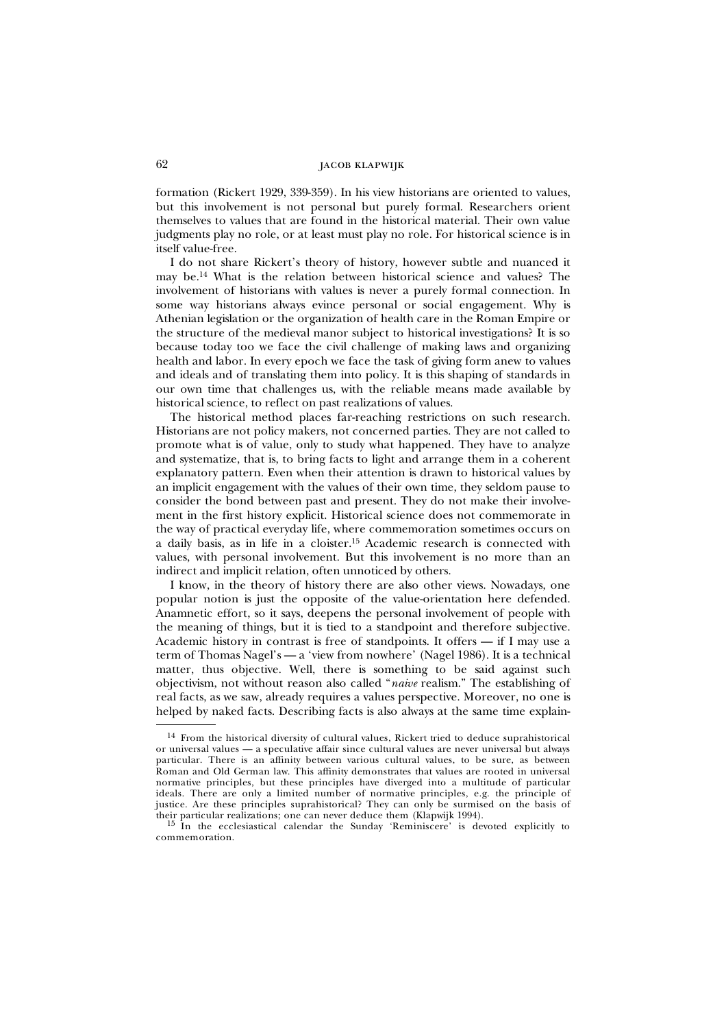formation (Rickert 1929, 339-359). In his view historians are oriented to values, but this involvement is not personal but purely formal. Researchers orient themselves to values that are found in the historical material. Their own value judgments play no role, or at least must play no role. For historical science is in itself value-free.

I do not share Rickert's theory of history, however subtle and nuanced it may be.[14] What is the relation between historical science and values? The involvement of historians with values is never a purely formal connection. In some way historians always evince personal or social engagement. Why is Athenian legislation or the organization of health care in the Roman Empire or the structure of the medieval manor subject to historical investigations? It is so because today too we face the civil challenge of making laws and organizing health and labor. In every epoch we face the task of giving form anew to values and ideals and of translating them into policy. It is this shaping of standards in our own time that challenges us, with the reliable means made available by historical science, to reflect on past realizations of values.

The historical method places far-reaching restrictions on such research. Historians are not policy makers, not concerned parties. They are not called to promote what is of value, only to study what happened. They have to analyze and systematize, that is, to bring facts to light and arrange them in a coherent explanatory pattern. Even when their attention is drawn to historical values by an implicit engagement with the values of their own time, they seldom pause to consider the bond between past and present. They do not make their involvement in the first history explicit. Historical science does not commemorate in the way of practical everyday life, where commemoration sometimes occurs on a daily basis, as in life in a cloister.[15] Academic research is connected with values, with personal involvement. But this involvement is no more than an indirect and implicit relation, often unnoticed by others.

I know, in the theory of history there are also other views. Nowadays, one popular notion is just the opposite of the value-orientation here defended. Anamnetic effort, so it says, deepens the personal involvement of people with the meaning of things, but it is tied to a standpoint and therefore subjective. Academic history in contrast is free of standpoints. It offers — if I may use a term of Thomas Nagel's — a 'view from nowhere' (Nagel 1986). It is a technical matter, thus objective. Well, there is something to be said against such objectivism, not without reason also called "*naive* realism." The establishing of real facts, as we saw, already requires a values perspective. Moreover, no one is helped by naked facts. Describing facts is also always at the same time explain-

---

[14] From the historical diversity of cultural values, Rickert tried to deduce suprahistorical or universal values — a speculative affair since cultural values are never universal but always particular. There is an affinity between various cultural values, to be sure, as between Roman and Old German law. This affinity demonstrates that values are rooted in universal normative principles, but these principles have diverged into a multitude of particular ideals. There are only a limited number of normative principles, e.g. the principle of justice. Are these principles suprahistorical? They can only be surmised on the basis of their particular realizations; one can never deduce them (Klapwijk 1994).

[15] In the ecclesiastical calendar the Sunday 'Reminiscere' is devoted explicitly to commemoration.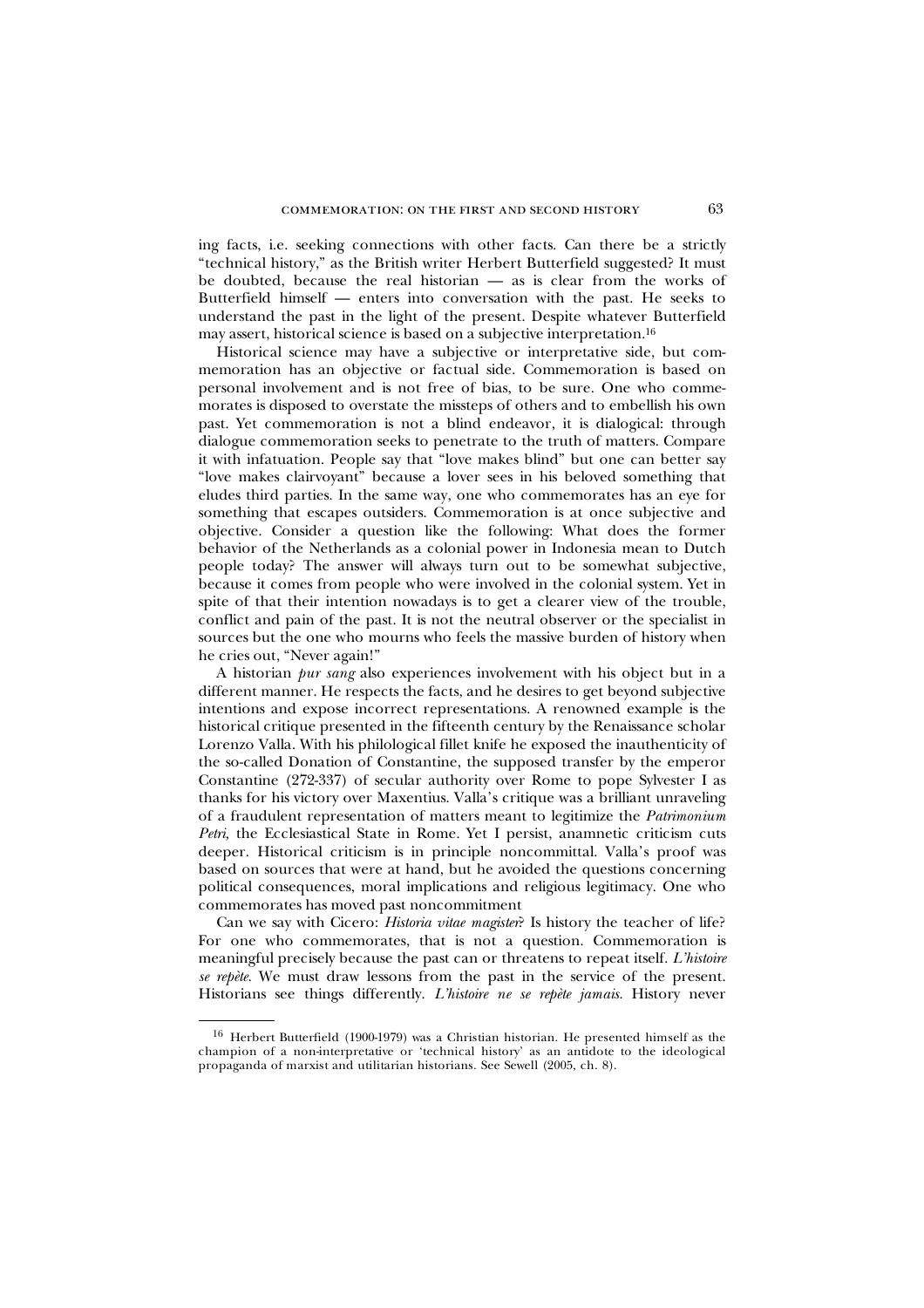ing facts, i.e. seeking connections with other facts. Can there be a strictly "technical history," as the British writer Herbert Butterfield suggested? It must be doubted, because the real historian — as is clear from the works of Butterfield himself — enters into conversation with the past. He seeks to understand the past in the light of the present. Despite whatever Butterfield may assert, historical science is based on a subjective interpretation.[16]

Historical science may have a subjective or interpretative side, but commemoration has an objective or factual side. Commemoration is based on personal involvement and is not free of bias, to be sure. One who commemorates is disposed to overstate the missteps of others and to embellish his own past. Yet commemoration is not a blind endeavor, it is dialogical: through dialogue commemoration seeks to penetrate to the truth of matters. Compare it with infatuation. People say that "love makes blind" but one can better say "love makes clairvoyant" because a lover sees in his beloved something that eludes third parties. In the same way, one who commemorates has an eye for something that escapes outsiders. Commemoration is at once subjective and objective. Consider a question like the following: What does the former behavior of the Netherlands as a colonial power in Indonesia mean to Dutch people today? The answer will always turn out to be somewhat subjective, because it comes from people who were involved in the colonial system. Yet in spite of that their intention nowadays is to get a clearer view of the trouble, conflict and pain of the past. It is not the neutral observer or the specialist in sources but the one who mourns who feels the massive burden of history when he cries out, "Never again!"

A historian *pur sang* also experiences involvement with his object but in a different manner. He respects the facts, and he desires to get beyond subjective intentions and expose incorrect representations. A renowned example is the historical critique presented in the fifteenth century by the Renaissance scholar Lorenzo Valla. With his philological fillet knife he exposed the inauthenticity of the so-called Donation of Constantine, the supposed transfer by the emperor Constantine (272-337) of secular authority over Rome to pope Sylvester I as thanks for his victory over Maxentius. Valla's critique was a brilliant unraveling of a fraudulent representation of matters meant to legitimize the *Patrimonium Petri*, the Ecclesiastical State in Rome. Yet I persist, anamnetic criticism cuts deeper. Historical criticism is in principle noncommittal. Valla's proof was based on sources that were at hand, but he avoided the questions concerning political consequences, moral implications and religious legitimacy. One who commemorates has moved past noncommitment

Can we say with Cicero: *Historia vitae magister*? Is history the teacher of life? For one who commemorates, that is not a question. Commemoration is meaningful precisely because the past can or threatens to repeat itself. *L'histoire se repète*. We must draw lessons from the past in the service of the present. Historians see things differently. *L'histoire ne se repète jamais*. History never

[16] Herbert Butterfield (1900-1979) was a Christian historian. He presented himself as the champion of a non-interpretative or 'technical history' as an antidote to the ideological propaganda of marxist and utilitarian historians. See Sewell (2005, ch. 8).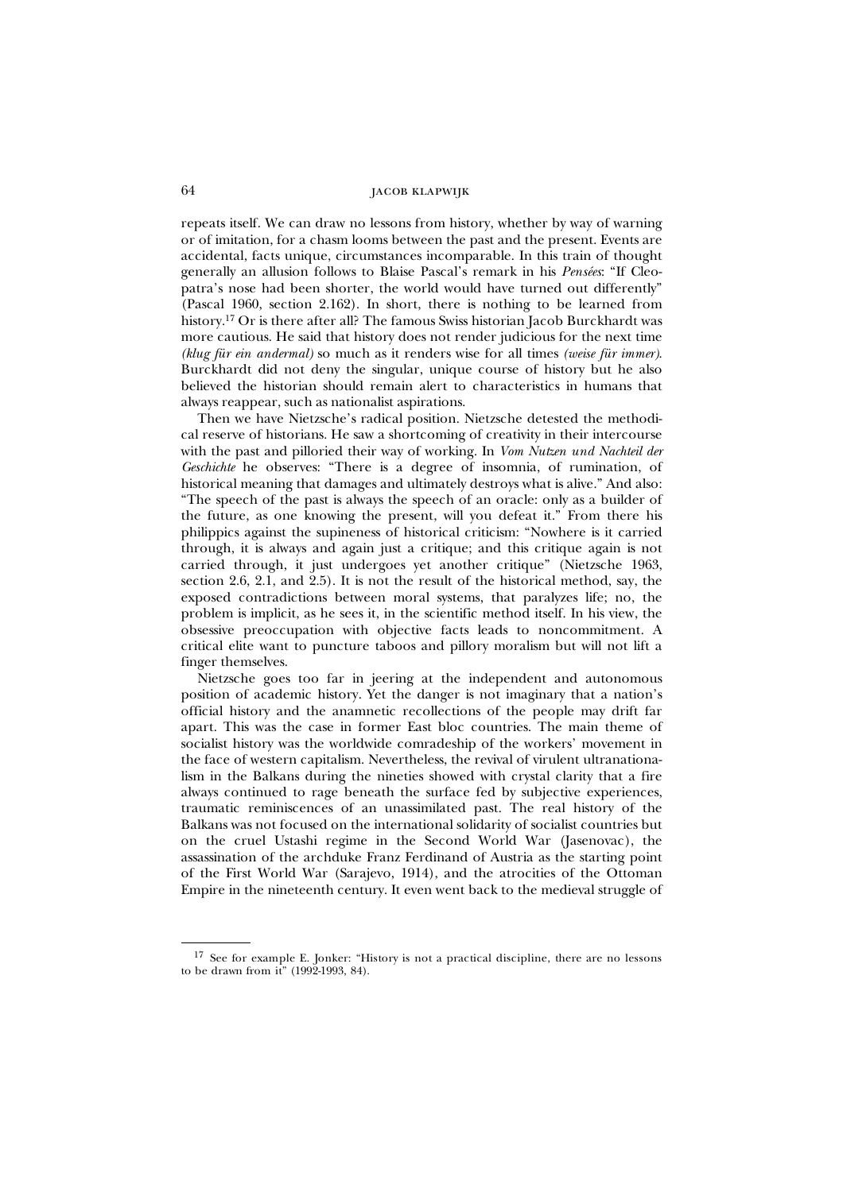repeats itself. We can draw no lessons from history, whether by way of warning or of imitation, for a chasm looms between the past and the present. Events are accidental, facts unique, circumstances incomparable. In this train of thought generally an allusion follows to Blaise Pascal's remark in his *Pensées*: "If Cleopatra's nose had been shorter, the world would have turned out differently" (Pascal 1960, section 2.162). In short, there is nothing to be learned from history.[17] Or is there after all? The famous Swiss historian Jacob Burckhardt was more cautious. He said that history does not render judicious for the next time *(klug für ein andermal)* so much as it renders wise for all times *(weise für immer)*. Burckhardt did not deny the singular, unique course of history but he also believed the historian should remain alert to characteristics in humans that always reappear, such as nationalist aspirations.

Then we have Nietzsche's radical position. Nietzsche detested the methodical reserve of historians. He saw a shortcoming of creativity in their intercourse with the past and pilloried their way of working. In *Vom Nutzen und Nachteil der Geschichte* he observes: "There is a degree of insomnia, of rumination, of historical meaning that damages and ultimately destroys what is alive." And also: "The speech of the past is always the speech of an oracle: only as a builder of the future, as one knowing the present, will you defeat it." From there his philippics against the supineness of historical criticism: "Nowhere is it carried through, it is always and again just a critique; and this critique again is not carried through, it just undergoes yet another critique" (Nietzsche 1963, section 2.6, 2.1, and 2.5). It is not the result of the historical method, say, the exposed contradictions between moral systems, that paralyzes life; no, the problem is implicit, as he sees it, in the scientific method itself. In his view, the obsessive preoccupation with objective facts leads to noncommitment. A critical elite want to puncture taboos and pillory moralism but will not lift a finger themselves.

Nietzsche goes too far in jeering at the independent and autonomous position of academic history. Yet the danger is not imaginary that a nation's official history and the anamnetic recollections of the people may drift far apart. This was the case in former East bloc countries. The main theme of socialist history was the worldwide comradeship of the workers' movement in the face of western capitalism. Nevertheless, the revival of virulent ultranationalism in the Balkans during the nineties showed with crystal clarity that a fire always continued to rage beneath the surface fed by subjective experiences, traumatic reminiscences of an unassimilated past. The real history of the Balkans was not focused on the international solidarity of socialist countries but on the cruel Ustashi regime in the Second World War (Jasenovac), the assassination of the archduke Franz Ferdinand of Austria as the starting point of the First World War (Sarajevo, 1914), and the atrocities of the Ottoman Empire in the nineteenth century. It even went back to the medieval struggle of

---

[17] See for example E. Jonker: "History is not a practical discipline, there are no lessons to be drawn from it" (1992-1993, 84).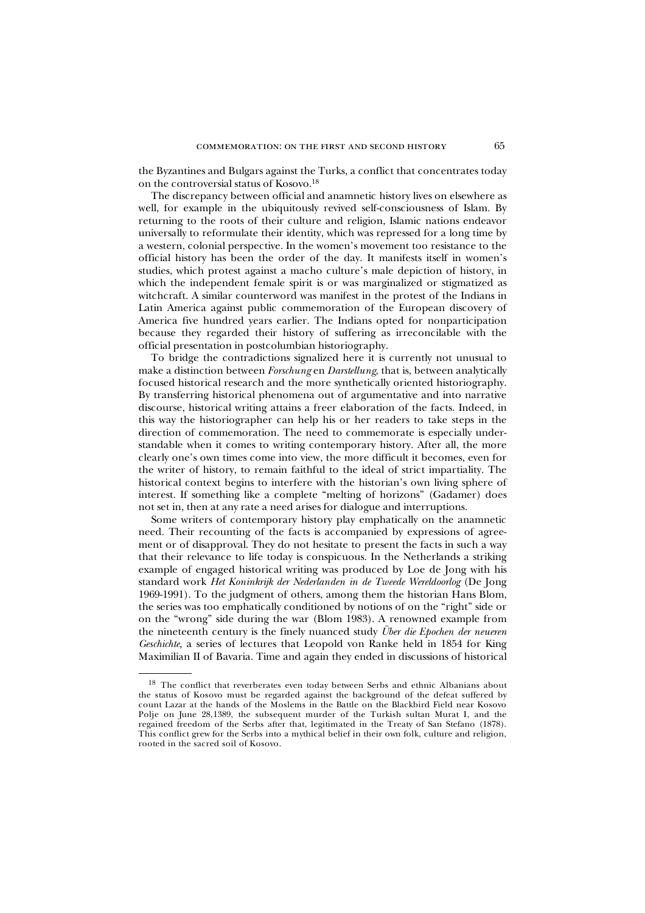the Byzantines and Bulgars against the Turks, a conflict that concentrates today on the controversial status of Kosovo.[18]

The discrepancy between official and anamnetic history lives on elsewhere as well, for example in the ubiquitously revived self-consciousness of Islam. By returning to the roots of their culture and religion, Islamic nations endeavor universally to reformulate their identity, which was repressed for a long time by a western, colonial perspective. In the women's movement too resistance to the official history has been the order of the day. It manifests itself in women's studies, which protest against a macho culture's male depiction of history, in which the independent female spirit is or was marginalized or stigmatized as witchcraft. A similar counterword was manifest in the protest of the Indians in Latin America against public commemoration of the European discovery of America five hundred years earlier. The Indians opted for nonparticipation because they regarded their history of suffering as irreconcilable with the official presentation in postcolumbian historiography.

To bridge the contradictions signalized here it is currently not unusual to make a distinction between *Forschung* en *Darstellung*, that is, between analytically focused historical research and the more synthetically oriented historiography. By transferring historical phenomena out of argumentative and into narrative discourse, historical writing attains a freer elaboration of the facts. Indeed, in this way the historiographer can help his or her readers to take steps in the direction of commemoration. The need to commemorate is especially understandable when it comes to writing contemporary history. After all, the more clearly one's own times come into view, the more difficult it becomes, even for the writer of history, to remain faithful to the ideal of strict impartiality. The historical context begins to interfere with the historian's own living sphere of interest. If something like a complete "melting of horizons" (Gadamer) does not set in, then at any rate a need arises for dialogue and interruptions.

Some writers of contemporary history play emphatically on the anamnetic need. Their recounting of the facts is accompanied by expressions of agreement or of disapproval. They do not hesitate to present the facts in such a way that their relevance to life today is conspicuous. In the Netherlands a striking example of engaged historical writing was produced by Loe de Jong with his standard work *Het Koninkrijk der Nederlanden in de Tweede Wereldoorlog* (De Jong 1969-1991). To the judgment of others, among them the historian Hans Blom, the series was too emphatically conditioned by notions of on the "right" side or on the "wrong" side during the war (Blom 1983). A renowned example from the nineteenth century is the finely nuanced study *Über die Epochen der neueren Geschichte*, a series of lectures that Leopold von Ranke held in 1854 for King Maximilian II of Bavaria. Time and again they ended in discussions of historical

---

[18] The conflict that reverberates even today between Serbs and ethnic Albanians about the status of Kosovo must be regarded against the background of the defeat suffered by count Lazar at the hands of the Moslems in the Battle on the Blackbird Field near Kosovo Polje on June 28,1389, the subsequent murder of the Turkish sultan Murat I, and the regained freedom of the Serbs after that, legitimated in the Treaty of San Stefano (1878). This conflict grew for the Serbs into a mythical belief in their own folk, culture and religion, rooted in the sacred soil of Kosovo.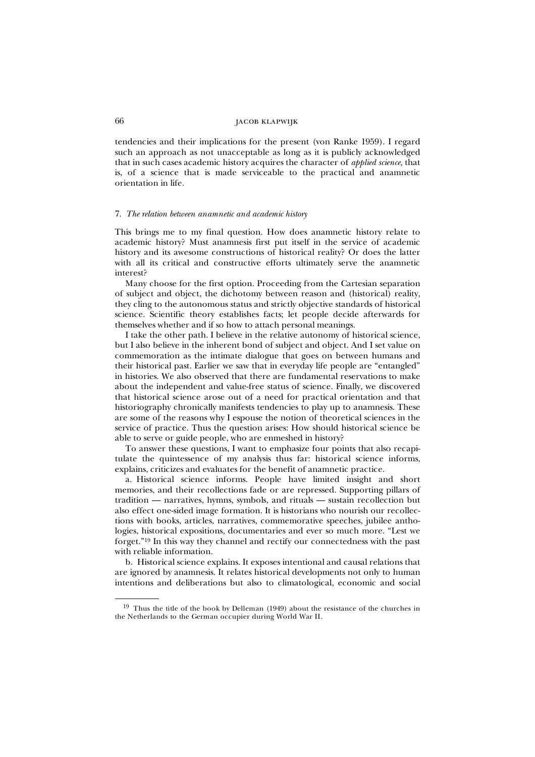tendencies and their implications for the present (von Ranke 1959). I regard such an approach as not unacceptable as long as it is publicly acknowledged that in such cases academic history acquires the character of *applied science,* that is, of a science that is made serviceable to the practical and anamnetic orientation in life.

### 7. *The relation between anamnetic and academic history*

This brings me to my final question. How does anamnetic history relate to academic history? Must anamnesis first put itself in the service of academic history and its awesome constructions of historical reality? Or does the latter with all its critical and constructive efforts ultimately serve the anamnetic interest?

Many choose for the first option. Proceeding from the Cartesian separation of subject and object, the dichotomy between reason and (historical) reality, they cling to the autonomous status and strictly objective standards of historical science. Scientific theory establishes facts; let people decide afterwards for themselves whether and if so how to attach personal meanings.

I take the other path. I believe in the relative autonomy of historical science, but I also believe in the inherent bond of subject and object. And I set value on commemoration as the intimate dialogue that goes on between humans and their historical past. Earlier we saw that in everyday life people are "entangled" in histories. We also observed that there are fundamental reservations to make about the independent and value-free status of science. Finally, we discovered that historical science arose out of a need for practical orientation and that historiography chronically manifests tendencies to play up to anamnesis. These are some of the reasons why I espouse the notion of theoretical sciences in the service of practice. Thus the question arises: How should historical science be able to serve or guide people, who are enmeshed in history?

To answer these questions, I want to emphasize four points that also recapitulate the quintessence of my analysis thus far: historical science informs, explains, criticizes and evaluates for the benefit of anamnetic practice.

a. Historical science informs. People have limited insight and short memories, and their recollections fade or are repressed. Supporting pillars of tradition — narratives, hymns, symbols, and rituals — sustain recollection but also effect one-sided image formation. It is historians who nourish our recollections with books, articles, narratives, commemorative speeches, jubilee anthologies, historical expositions, documentaries and ever so much more. "Lest we forget."[19] In this way they channel and rectify our connectedness with the past with reliable information.

b. Historical science explains. It exposes intentional and causal relations that are ignored by anamnesis. It relates historical developments not only to human intentions and deliberations but also to climatological, economic and social

[19] Thus the title of the book by Delleman (1949) about the resistance of the churches in the Netherlands to the German occupier during World War II.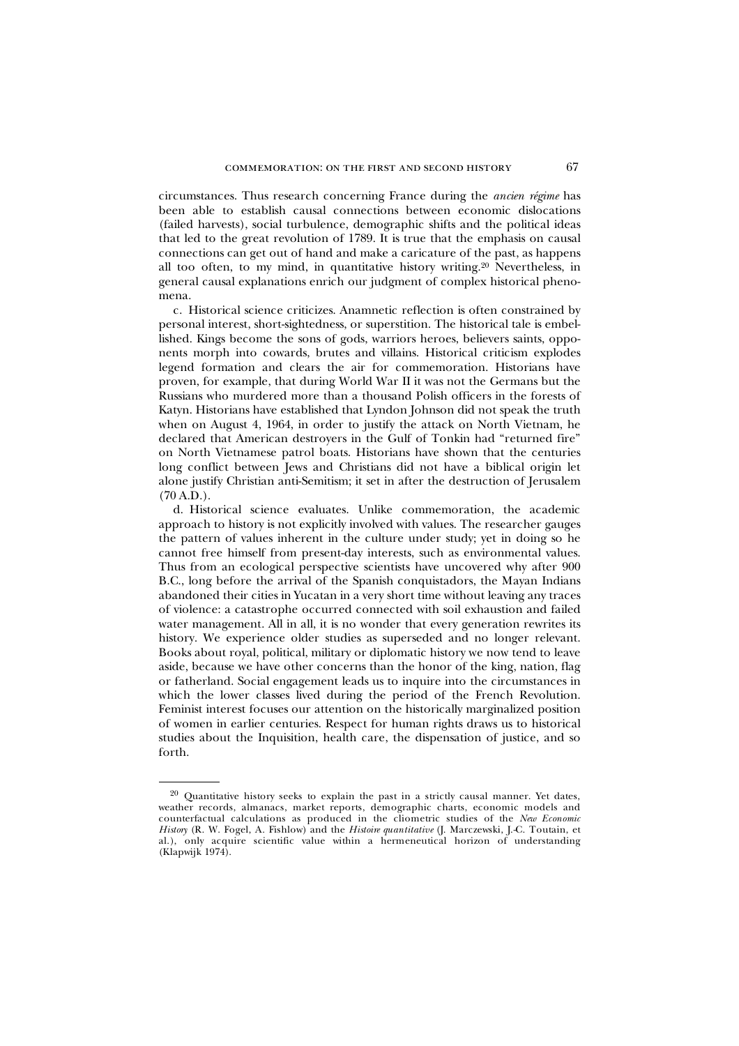circumstances. Thus research concerning France during the *ancien régime* has been able to establish causal connections between economic dislocations (failed harvests), social turbulence, demographic shifts and the political ideas that led to the great revolution of 1789. It is true that the emphasis on causal connections can get out of hand and make a caricature of the past, as happens all too often, to my mind, in quantitative history writing.[20] Nevertheless, in general causal explanations enrich our judgment of complex historical phenomena.

c. Historical science criticizes. Anamnetic reflection is often constrained by personal interest, short-sightedness, or superstition. The historical tale is embellished. Kings become the sons of gods, warriors heroes, believers saints, opponents morph into cowards, brutes and villains. Historical criticism explodes legend formation and clears the air for commemoration. Historians have proven, for example, that during World War II it was not the Germans but the Russians who murdered more than a thousand Polish officers in the forests of Katyn. Historians have established that Lyndon Johnson did not speak the truth when on August 4, 1964, in order to justify the attack on North Vietnam, he declared that American destroyers in the Gulf of Tonkin had "returned fire" on North Vietnamese patrol boats. Historians have shown that the centuries long conflict between Jews and Christians did not have a biblical origin let alone justify Christian anti-Semitism; it set in after the destruction of Jerusalem (70 A.D.).

d. Historical science evaluates. Unlike commemoration, the academic approach to history is not explicitly involved with values. The researcher gauges the pattern of values inherent in the culture under study; yet in doing so he cannot free himself from present-day interests, such as environmental values. Thus from an ecological perspective scientists have uncovered why after 900 B.C., long before the arrival of the Spanish conquistadors, the Mayan Indians abandoned their cities in Yucatan in a very short time without leaving any traces of violence: a catastrophe occurred connected with soil exhaustion and failed water management. All in all, it is no wonder that every generation rewrites its history. We experience older studies as superseded and no longer relevant. Books about royal, political, military or diplomatic history we now tend to leave aside, because we have other concerns than the honor of the king, nation, flag or fatherland. Social engagement leads us to inquire into the circumstances in which the lower classes lived during the period of the French Revolution. Feminist interest focuses our attention on the historically marginalized position of women in earlier centuries. Respect for human rights draws us to historical studies about the Inquisition, health care, the dispensation of justice, and so forth.

---

[20] Quantitative history seeks to explain the past in a strictly causal manner. Yet dates, weather records, almanacs, market reports, demographic charts, economic models and counterfactual calculations as produced in the cliometric studies of the *New Economic History* (R. W. Fogel, A. Fishlow) and the *Histoire quantitative* (J. Marczewski, J.-C. Toutain, et al.), only acquire scientific value within a hermeneutical horizon of understanding (Klapwijk 1974).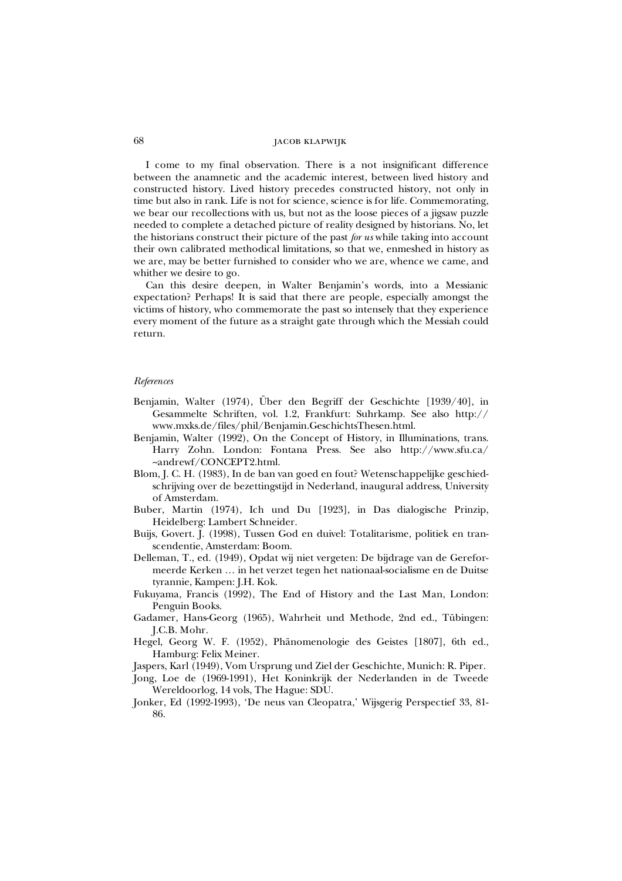I come to my final observation. There is a not insignificant difference between the anamnetic and the academic interest, between lived history and constructed history. Lived history precedes constructed history, not only in time but also in rank. Life is not for science, science is for life. Commemorating, we bear our recollections with us, but not as the loose pieces of a jigsaw puzzle needed to complete a detached picture of reality designed by historians. No, let the historians construct their picture of the past *for us* while taking into account their own calibrated methodical limitations, so that we, enmeshed in history as we are, may be better furnished to consider who we are, whence we came, and whither we desire to go.

Can this desire deepen, in Walter Benjamin's words, into a Messianic expectation? Perhaps! It is said that there are people, especially amongst the victims of history, who commemorate the past so intensely that they experience every moment of the future as a straight gate through which the Messiah could return.

*References*

- Benjamin, Walter (1974), Über den Begriff der Geschichte [1939/40], in Gesammelte Schriften, vol. 1.2, Frankfurt: Suhrkamp. See also http://www.mxks.de/files/phil/Benjamin.GeschichtsThesen.html.
- Benjamin, Walter (1992), On the Concept of History, in Illuminations, trans. Harry Zohn. London: Fontana Press. See also http://www.sfu.ca/~andrewf/CONCEPT2.html.
- Blom, J. C. H. (1983), In de ban van goed en fout? Wetenschappelijke geschiedschrijving over de bezettingstijd in Nederland, inaugural address, University of Amsterdam.
- Buber, Martin (1974), Ich und Du [1923], in Das dialogische Prinzip, Heidelberg: Lambert Schneider.
- Buijs, Govert. J. (1998), Tussen God en duivel: Totalitarisme, politiek en transcendentie, Amsterdam: Boom.
- Delleman, T., ed. (1949), Opdat wij niet vergeten: De bijdrage van de Gereformeerde Kerken … in het verzet tegen het nationaal-socialisme en de Duitse tyrannie, Kampen: J.H. Kok.
- Fukuyama, Francis (1992), The End of History and the Last Man, London: Penguin Books.
- Gadamer, Hans-Georg (1965), Wahrheit und Methode, 2nd ed., Tübingen: J.C.B. Mohr.
- Hegel, Georg W. F. (1952), Phänomenologie des Geistes [1807], 6th ed., Hamburg: Felix Meiner.
- Jaspers, Karl (1949), Vom Ursprung und Ziel der Geschichte, Munich: R. Piper.
- Jong, Loe de (1969-1991), Het Koninkrijk der Nederlanden in de Tweede Wereldoorlog, 14 vols, The Hague: SDU.
- Jonker, Ed (1992-1993), 'De neus van Cleopatra,' Wijsgerig Perspectief 33, 81-86.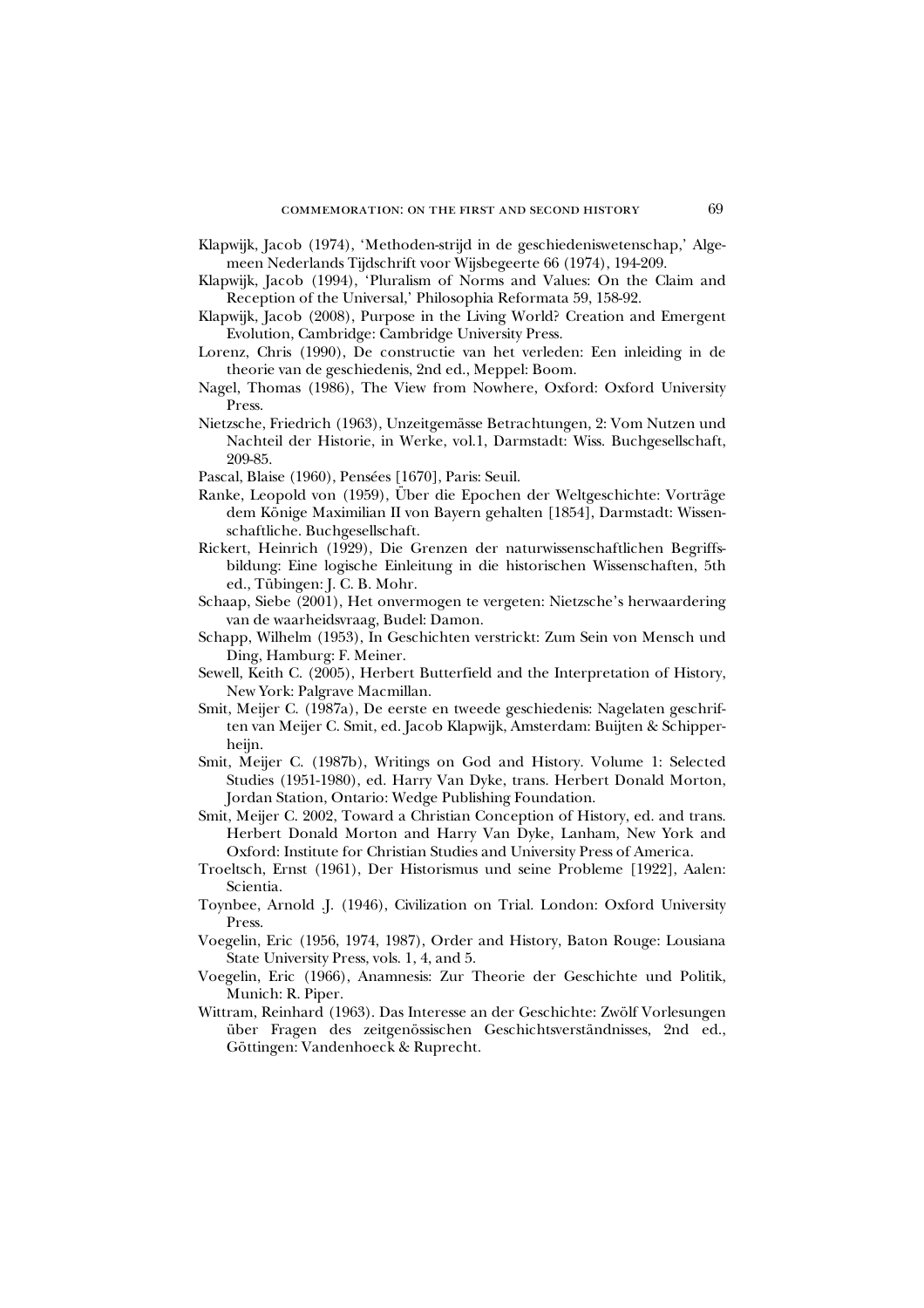Klapwijk, Jacob (1974), 'Methoden-strijd in de geschiedeniswetenschap,' Algemeen Nederlands Tijdschrift voor Wijsbegeerte 66 (1974), 194-209.

Klapwijk, Jacob (1994), 'Pluralism of Norms and Values: On the Claim and Reception of the Universal,' Philosophia Reformata 59, 158-92.

Klapwijk, Jacob (2008), Purpose in the Living World? Creation and Emergent Evolution, Cambridge: Cambridge University Press.

Lorenz, Chris (1990), De constructie van het verleden: Een inleiding in de theorie van de geschiedenis, 2nd ed., Meppel: Boom.

Nagel, Thomas (1986), The View from Nowhere, Oxford: Oxford University Press.

Nietzsche, Friedrich (1963), Unzeitgemässe Betrachtungen, 2: Vom Nutzen und Nachteil der Historie, in Werke, vol.1, Darmstadt: Wiss. Buchgesellschaft, 209-85.

Pascal, Blaise (1960), Pensées [1670], Paris: Seuil.

Ranke, Leopold von (1959), Über die Epochen der Weltgeschichte: Vorträge dem Könige Maximilian II von Bayern gehalten [1854], Darmstadt: Wissenschaftliche. Buchgesellschaft.

Rickert, Heinrich (1929), Die Grenzen der naturwissenschaftlichen Begriffsbildung: Eine logische Einleitung in die historischen Wissenschaften, 5th ed., Tübingen: J. C. B. Mohr.

Schaap, Siebe (2001), Het onvermogen te vergeten: Nietzsche's herwaardering van de waarheidsvraag, Budel: Damon.

Schapp, Wilhelm (1953), In Geschichten verstrickt: Zum Sein von Mensch und Ding, Hamburg: F. Meiner.

Sewell, Keith C. (2005), Herbert Butterfield and the Interpretation of History, New York: Palgrave Macmillan.

Smit, Meijer C. (1987a), De eerste en tweede geschiedenis: Nagelaten geschriften van Meijer C. Smit, ed. Jacob Klapwijk, Amsterdam: Buijten & Schipperheijn.

Smit, Meijer C. (1987b), Writings on God and History. Volume 1: Selected Studies (1951-1980), ed. Harry Van Dyke, trans. Herbert Donald Morton, Jordan Station, Ontario: Wedge Publishing Foundation.

Smit, Meijer C. 2002, Toward a Christian Conception of History, ed. and trans. Herbert Donald Morton and Harry Van Dyke, Lanham, New York and Oxford: Institute for Christian Studies and University Press of America.

Troeltsch, Ernst (1961), Der Historismus und seine Probleme [1922], Aalen: Scientia.

Toynbee, Arnold .J. (1946), Civilization on Trial. London: Oxford University Press.

Voegelin, Eric (1956, 1974, 1987), Order and History, Baton Rouge: Lousiana State University Press, vols. 1, 4, and 5.

Voegelin, Eric (1966), Anamnesis: Zur Theorie der Geschichte und Politik, Munich: R. Piper.

Wittram, Reinhard (1963). Das Interesse an der Geschichte: Zwölf Vorlesungen über Fragen des zeitgenössischen Geschichtsverständnisses, 2nd ed., Göttingen: Vandenhoeck & Ruprecht.